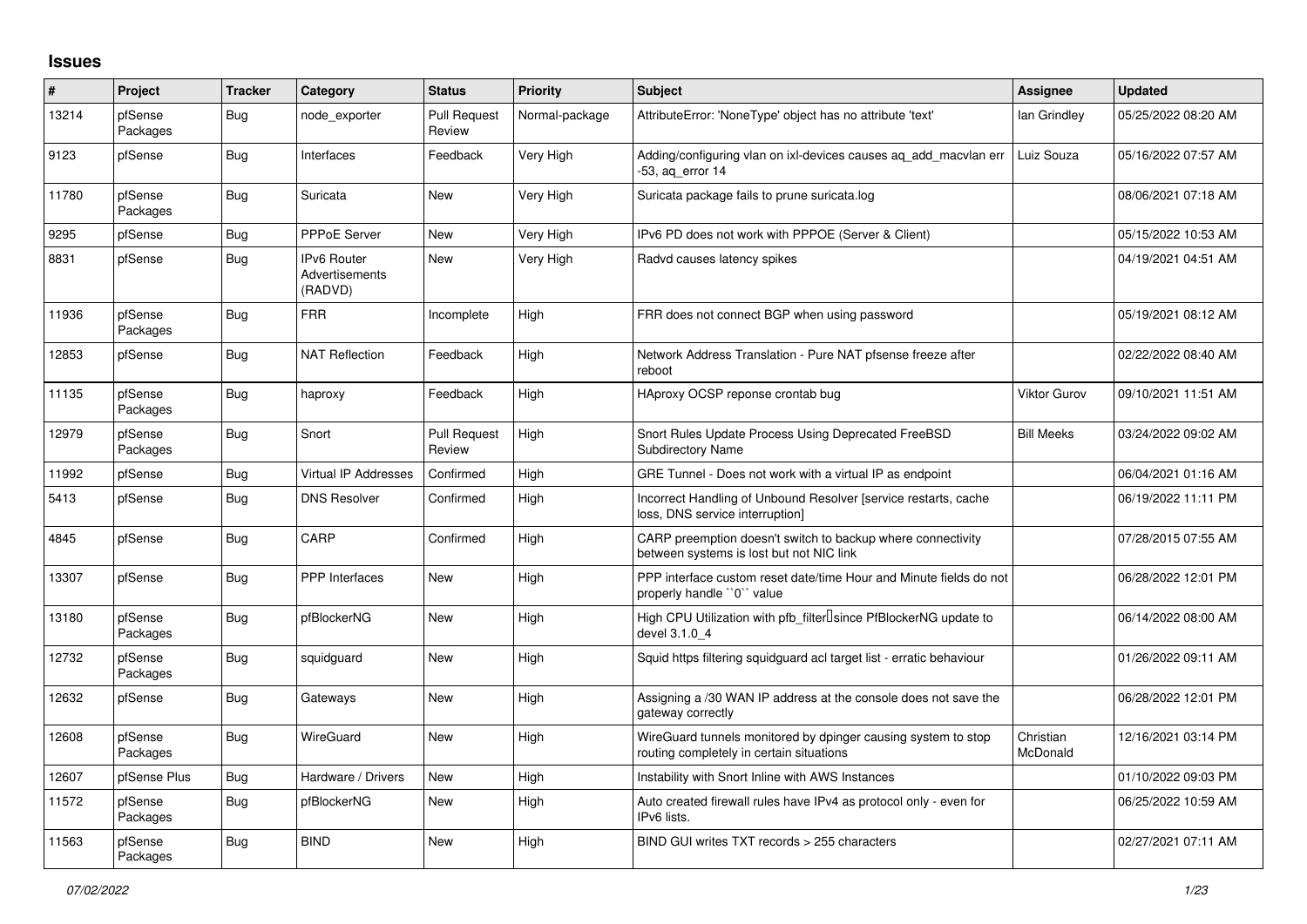# Issues

| # | Project | Tracker | Category | Status | Priority | Subject | Assignee | Updated |
|---|---|---|---|---|---|---|---|---|
| 13214 | pfSense Packages | Bug | node_exporter | Pull Request Review | Normal-package | AttributeError: 'NoneType' object has no attribute 'text' | Ian Grindley | 05/25/2022 08:20 AM |
| 9123 | pfSense | Bug | Interfaces | Feedback | Very High | Adding/configuring vlan on ixl-devices causes aq_add_macvlan err -53, aq_error 14 | Luiz Souza | 05/16/2022 07:57 AM |
| 11780 | pfSense Packages | Bug | Suricata | New | Very High | Suricata package fails to prune suricata.log | | 08/06/2021 07:18 AM |
| 9295 | pfSense | Bug | PPPoE Server | New | Very High | IPv6 PD does not work with PPPOE (Server & Client) | | 05/15/2022 10:53 AM |
| 8831 | pfSense | Bug | IPv6 Router Advertisements (RADVD) | New | Very High | Radvd causes latency spikes | | 04/19/2021 04:51 AM |
| 11936 | pfSense Packages | Bug | FRR | Incomplete | High | FRR does not connect BGP when using password | | 05/19/2021 08:12 AM |
| 12853 | pfSense | Bug | NAT Reflection | Feedback | High | Network Address Translation - Pure NAT pfsense freeze after reboot | | 02/22/2022 08:40 AM |
| 11135 | pfSense Packages | Bug | haproxy | Feedback | High | HAproxy OCSP reponse crontab bug | Viktor Gurov | 09/10/2021 11:51 AM |
| 12979 | pfSense Packages | Bug | Snort | Pull Request Review | High | Snort Rules Update Process Using Deprecated FreeBSD Subdirectory Name | Bill Meeks | 03/24/2022 09:02 AM |
| 11992 | pfSense | Bug | Virtual IP Addresses | Confirmed | High | GRE Tunnel - Does not work with a virtual IP as endpoint | | 06/04/2021 01:16 AM |
| 5413 | pfSense | Bug | DNS Resolver | Confirmed | High | Incorrect Handling of Unbound Resolver [service restarts, cache loss, DNS service interruption] | | 06/19/2022 11:11 PM |
| 4845 | pfSense | Bug | CARP | Confirmed | High | CARP preemption doesn't switch to backup where connectivity between systems is lost but not NIC link | | 07/28/2015 07:55 AM |
| 13307 | pfSense | Bug | PPP Interfaces | New | High | PPP interface custom reset date/time Hour and Minute fields do not properly handle ``0`` value | | 06/28/2022 12:01 PM |
| 13180 | pfSense Packages | Bug | pfBlockerNG | New | High | High CPU Utilization with pfb_filter since PfBlockerNG update to devel 3.1.0_4 | | 06/14/2022 08:00 AM |
| 12732 | pfSense Packages | Bug | squidguard | New | High | Squid https filtering squidguard acl target list - erratic behaviour | | 01/26/2022 09:11 AM |
| 12632 | pfSense | Bug | Gateways | New | High | Assigning a /30 WAN IP address at the console does not save the gateway correctly | | 06/28/2022 12:01 PM |
| 12608 | pfSense Packages | Bug | WireGuard | New | High | WireGuard tunnels monitored by dpinger causing system to stop routing completely in certain situations | Christian McDonald | 12/16/2021 03:14 PM |
| 12607 | pfSense Plus | Bug | Hardware / Drivers | New | High | Instability with Snort Inline with AWS Instances | | 01/10/2022 09:03 PM |
| 11572 | pfSense Packages | Bug | pfBlockerNG | New | High | Auto created firewall rules have IPv4 as protocol only - even for IPv6 lists. | | 06/25/2022 10:59 AM |
| 11563 | pfSense Packages | Bug | BIND | New | High | BIND GUI writes TXT records > 255 characters | | 02/27/2021 07:11 AM |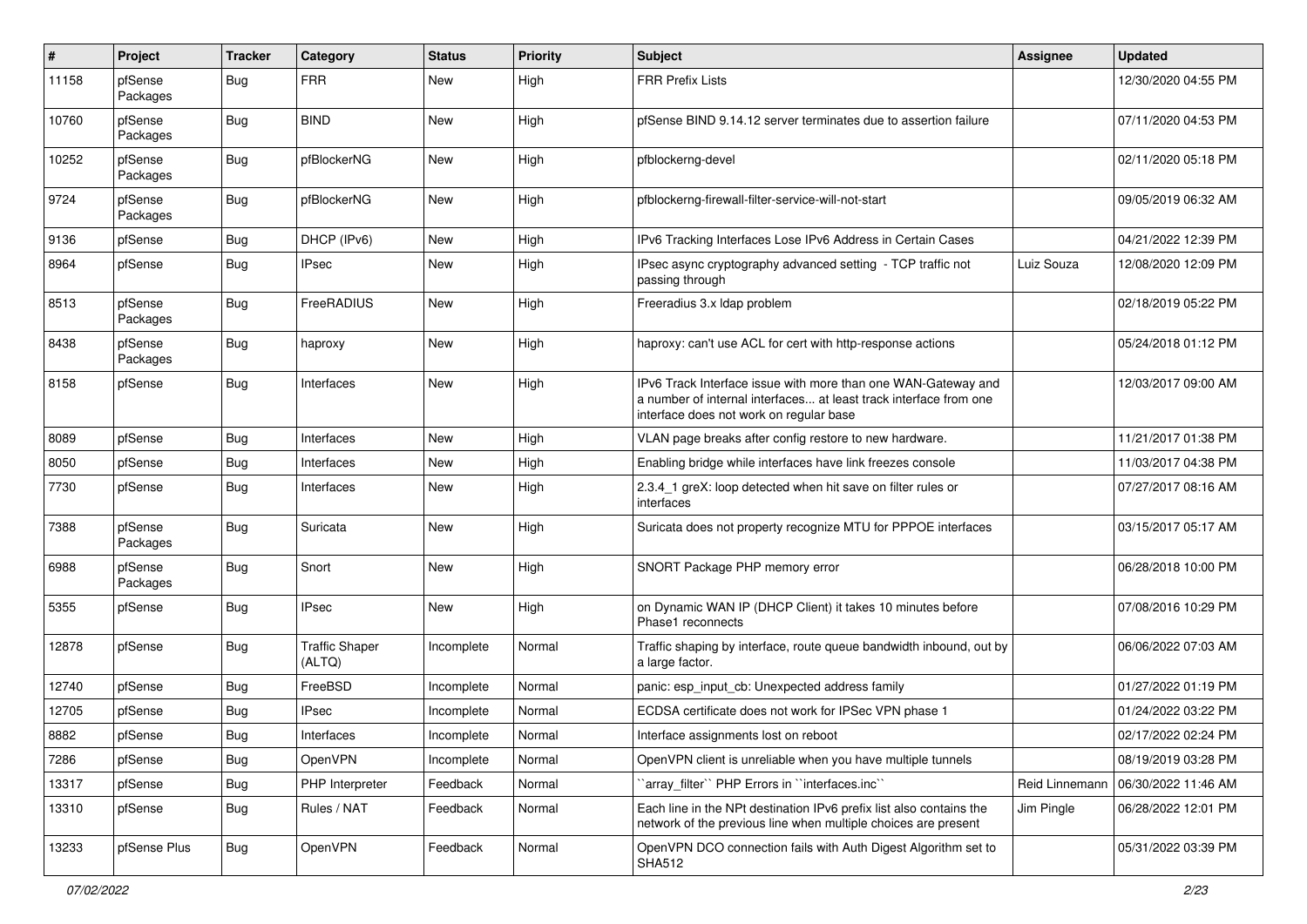| # | Project | Tracker | Category | Status | Priority | Subject | Assignee | Updated |
|---|---|---|---|---|---|---|---|---|
| 11158 | pfSense Packages | Bug | FRR | New | High | FRR Prefix Lists | | 12/30/2020 04:55 PM |
| 10760 | pfSense Packages | Bug | BIND | New | High | pfSense BIND 9.14.12 server terminates due to assertion failure | | 07/11/2020 04:53 PM |
| 10252 | pfSense Packages | Bug | pfBlockerNG | New | High | pfblockerng-devel | | 02/11/2020 05:18 PM |
| 9724 | pfSense Packages | Bug | pfBlockerNG | New | High | pfblockerng-firewall-filter-service-will-not-start | | 09/05/2019 06:32 AM |
| 9136 | pfSense | Bug | DHCP (IPv6) | New | High | IPv6 Tracking Interfaces Lose IPv6 Address in Certain Cases | | 04/21/2022 12:39 PM |
| 8964 | pfSense | Bug | IPsec | New | High | IPsec async cryptography advanced setting - TCP traffic not passing through | Luiz Souza | 12/08/2020 12:09 PM |
| 8513 | pfSense Packages | Bug | FreeRADIUS | New | High | Freeradius 3.x ldap problem | | 02/18/2019 05:22 PM |
| 8438 | pfSense Packages | Bug | haproxy | New | High | haproxy: can't use ACL for cert with http-response actions | | 05/24/2018 01:12 PM |
| 8158 | pfSense | Bug | Interfaces | New | High | IPv6 Track Interface issue with more than one WAN-Gateway and a number of internal interfaces... at least track interface from one interface does not work on regular base | | 12/03/2017 09:00 AM |
| 8089 | pfSense | Bug | Interfaces | New | High | VLAN page breaks after config restore to new hardware. | | 11/21/2017 01:38 PM |
| 8050 | pfSense | Bug | Interfaces | New | High | Enabling bridge while interfaces have link freezes console | | 11/03/2017 04:38 PM |
| 7730 | pfSense | Bug | Interfaces | New | High | 2.3.4_1 greX: loop detected when hit save on filter rules or interfaces | | 07/27/2017 08:16 AM |
| 7388 | pfSense Packages | Bug | Suricata | New | High | Suricata does not property recognize MTU for PPPOE interfaces | | 03/15/2017 05:17 AM |
| 6988 | pfSense Packages | Bug | Snort | New | High | SNORT Package PHP memory error | | 06/28/2018 10:00 PM |
| 5355 | pfSense | Bug | IPsec | New | High | on Dynamic WAN IP (DHCP Client) it takes 10 minutes before Phase1 reconnects | | 07/08/2016 10:29 PM |
| 12878 | pfSense | Bug | Traffic Shaper (ALTQ) | Incomplete | Normal | Traffic shaping by interface, route queue bandwidth inbound, out by a large factor. | | 06/06/2022 07:03 AM |
| 12740 | pfSense | Bug | FreeBSD | Incomplete | Normal | panic: esp_input_cb: Unexpected address family | | 01/27/2022 01:19 PM |
| 12705 | pfSense | Bug | IPsec | Incomplete | Normal | ECDSA certificate does not work for IPSec VPN phase 1 | | 01/24/2022 03:22 PM |
| 8882 | pfSense | Bug | Interfaces | Incomplete | Normal | Interface assignments lost on reboot | | 02/17/2022 02:24 PM |
| 7286 | pfSense | Bug | OpenVPN | Incomplete | Normal | OpenVPN client is unreliable when you have multiple tunnels | | 08/19/2019 03:28 PM |
| 13317 | pfSense | Bug | PHP Interpreter | Feedback | Normal | ``array_filter`` PHP Errors in ``interfaces.inc`` | Reid Linnemann | 06/30/2022 11:46 AM |
| 13310 | pfSense | Bug | Rules / NAT | Feedback | Normal | Each line in the NPt destination IPv6 prefix list also contains the network of the previous line when multiple choices are present | Jim Pingle | 06/28/2022 12:01 PM |
| 13233 | pfSense Plus | Bug | OpenVPN | Feedback | Normal | OpenVPN DCO connection fails with Auth Digest Algorithm set to SHA512 | | 05/31/2022 03:39 PM |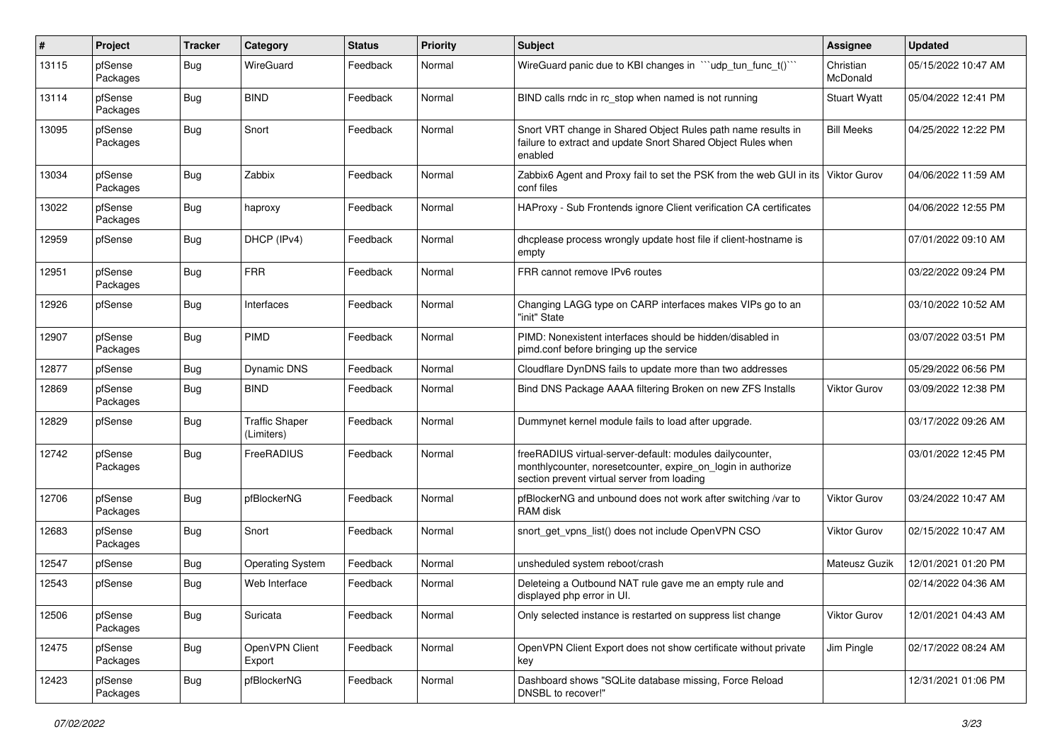| # | Project | Tracker | Category | Status | Priority | Subject | Assignee | Updated |
|---|---|---|---|---|---|---|---|---|
| 13115 | pfSense Packages | Bug | WireGuard | Feedback | Normal | WireGuard panic due to KBI changes in ```udp_tun_func_t()``` | Christian McDonald | 05/15/2022 10:47 AM |
| 13114 | pfSense Packages | Bug | BIND | Feedback | Normal | BIND calls rndc in rc_stop when named is not running | Stuart Wyatt | 05/04/2022 12:41 PM |
| 13095 | pfSense Packages | Bug | Snort | Feedback | Normal | Snort VRT change in Shared Object Rules path name results in failure to extract and update Snort Shared Object Rules when enabled | Bill Meeks | 04/25/2022 12:22 PM |
| 13034 | pfSense Packages | Bug | Zabbix | Feedback | Normal | Zabbix6 Agent and Proxy fail to set the PSK from the web GUI in its conf files | Viktor Gurov | 04/06/2022 11:59 AM |
| 13022 | pfSense Packages | Bug | haproxy | Feedback | Normal | HAProxy - Sub Frontends ignore Client verification CA certificates | | 04/06/2022 12:55 PM |
| 12959 | pfSense | Bug | DHCP (IPv4) | Feedback | Normal | dhcplease process wrongly update host file if client-hostname is empty | | 07/01/2022 09:10 AM |
| 12951 | pfSense Packages | Bug | FRR | Feedback | Normal | FRR cannot remove IPv6 routes | | 03/22/2022 09:24 PM |
| 12926 | pfSense | Bug | Interfaces | Feedback | Normal | Changing LAGG type on CARP interfaces makes VIPs go to an "init" State | | 03/10/2022 10:52 AM |
| 12907 | pfSense Packages | Bug | PIMD | Feedback | Normal | PIMD: Nonexistent interfaces should be hidden/disabled in pimd.conf before bringing up the service | | 03/07/2022 03:51 PM |
| 12877 | pfSense | Bug | Dynamic DNS | Feedback | Normal | Cloudflare DynDNS fails to update more than two addresses | | 05/29/2022 06:56 PM |
| 12869 | pfSense Packages | Bug | BIND | Feedback | Normal | Bind DNS Package AAAA filtering Broken on new ZFS Installs | Viktor Gurov | 03/09/2022 12:38 PM |
| 12829 | pfSense | Bug | Traffic Shaper (Limiters) | Feedback | Normal | Dummynet kernel module fails to load after upgrade. | | 03/17/2022 09:26 AM |
| 12742 | pfSense Packages | Bug | FreeRADIUS | Feedback | Normal | freeRADIUS virtual-server-default: modules dailycounter, monthlycounter, noresetcounter, expire_on_login in authorize section prevent virtual server from loading | | 03/01/2022 12:45 PM |
| 12706 | pfSense Packages | Bug | pfBlockerNG | Feedback | Normal | pfBlockerNG and unbound does not work after switching /var to RAM disk | Viktor Gurov | 03/24/2022 10:47 AM |
| 12683 | pfSense Packages | Bug | Snort | Feedback | Normal | snort_get_vpns_list() does not include OpenVPN CSO | Viktor Gurov | 02/15/2022 10:47 AM |
| 12547 | pfSense | Bug | Operating System | Feedback | Normal | unsheduled system reboot/crash | Mateusz Guzik | 12/01/2021 01:20 PM |
| 12543 | pfSense | Bug | Web Interface | Feedback | Normal | Deleteing a Outbound NAT rule gave me an empty rule and displayed php error in UI. | | 02/14/2022 04:36 AM |
| 12506 | pfSense Packages | Bug | Suricata | Feedback | Normal | Only selected instance is restarted on suppress list change | Viktor Gurov | 12/01/2021 04:43 AM |
| 12475 | pfSense Packages | Bug | OpenVPN Client Export | Feedback | Normal | OpenVPN Client Export does not show certificate without private key | Jim Pingle | 02/17/2022 08:24 AM |
| 12423 | pfSense Packages | Bug | pfBlockerNG | Feedback | Normal | Dashboard shows "SQLite database missing, Force Reload DNSBL to recover!" | | 12/31/2021 01:06 PM |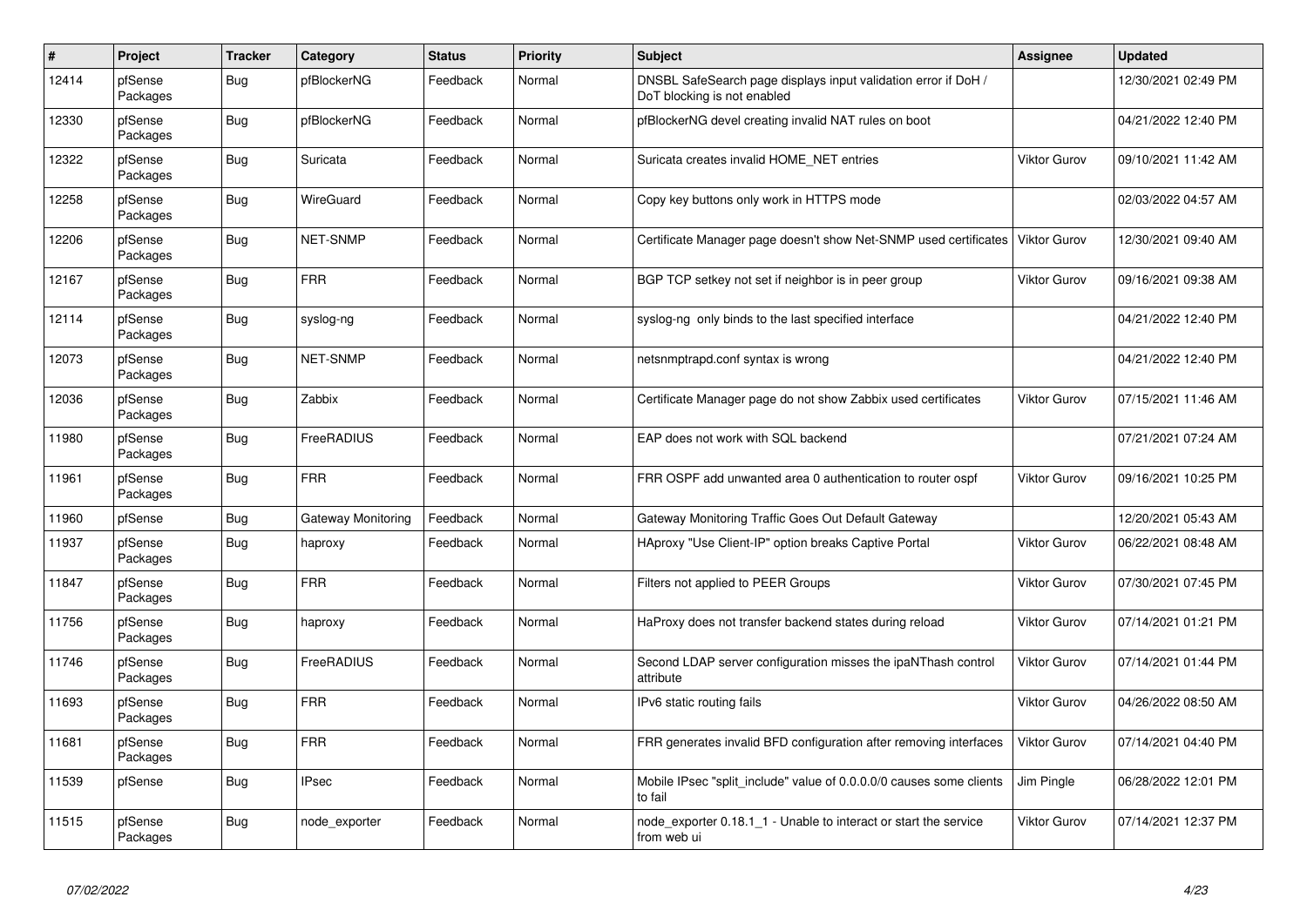| # | Project | Tracker | Category | Status | Priority | Subject | Assignee | Updated |
|---|---|---|---|---|---|---|---|---|
| 12414 | pfSense Packages | Bug | pfBlockerNG | Feedback | Normal | DNSBL SafeSearch page displays input validation error if DoH / DoT blocking is not enabled | | 12/30/2021 02:49 PM |
| 12330 | pfSense Packages | Bug | pfBlockerNG | Feedback | Normal | pfBlockerNG devel creating invalid NAT rules on boot | | 04/21/2022 12:40 PM |
| 12322 | pfSense Packages | Bug | Suricata | Feedback | Normal | Suricata creates invalid HOME_NET entries | Viktor Gurov | 09/10/2021 11:42 AM |
| 12258 | pfSense Packages | Bug | WireGuard | Feedback | Normal | Copy key buttons only work in HTTPS mode | | 02/03/2022 04:57 AM |
| 12206 | pfSense Packages | Bug | NET-SNMP | Feedback | Normal | Certificate Manager page doesn't show Net-SNMP used certificates | Viktor Gurov | 12/30/2021 09:40 AM |
| 12167 | pfSense Packages | Bug | FRR | Feedback | Normal | BGP TCP setkey not set if neighbor is in peer group | Viktor Gurov | 09/16/2021 09:38 AM |
| 12114 | pfSense Packages | Bug | syslog-ng | Feedback | Normal | syslog-ng only binds to the last specified interface | | 04/21/2022 12:40 PM |
| 12073 | pfSense Packages | Bug | NET-SNMP | Feedback | Normal | netsnmptrapd.conf syntax is wrong | | 04/21/2022 12:40 PM |
| 12036 | pfSense Packages | Bug | Zabbix | Feedback | Normal | Certificate Manager page do not show Zabbix used certificates | Viktor Gurov | 07/15/2021 11:46 AM |
| 11980 | pfSense Packages | Bug | FreeRADIUS | Feedback | Normal | EAP does not work with SQL backend | | 07/21/2021 07:24 AM |
| 11961 | pfSense Packages | Bug | FRR | Feedback | Normal | FRR OSPF add unwanted area 0 authentication to router ospf | Viktor Gurov | 09/16/2021 10:25 PM |
| 11960 | pfSense | Bug | Gateway Monitoring | Feedback | Normal | Gateway Monitoring Traffic Goes Out Default Gateway | | 12/20/2021 05:43 AM |
| 11937 | pfSense Packages | Bug | haproxy | Feedback | Normal | HAproxy "Use Client-IP" option breaks Captive Portal | Viktor Gurov | 06/22/2021 08:48 AM |
| 11847 | pfSense Packages | Bug | FRR | Feedback | Normal | Filters not applied to PEER Groups | Viktor Gurov | 07/30/2021 07:45 PM |
| 11756 | pfSense Packages | Bug | haproxy | Feedback | Normal | HaProxy does not transfer backend states during reload | Viktor Gurov | 07/14/2021 01:21 PM |
| 11746 | pfSense Packages | Bug | FreeRADIUS | Feedback | Normal | Second LDAP server configuration misses the ipaNThash control attribute | Viktor Gurov | 07/14/2021 01:44 PM |
| 11693 | pfSense Packages | Bug | FRR | Feedback | Normal | IPv6 static routing fails | Viktor Gurov | 04/26/2022 08:50 AM |
| 11681 | pfSense Packages | Bug | FRR | Feedback | Normal | FRR generates invalid BFD configuration after removing interfaces | Viktor Gurov | 07/14/2021 04:40 PM |
| 11539 | pfSense | Bug | IPsec | Feedback | Normal | Mobile IPsec "split_include" value of 0.0.0.0/0 causes some clients to fail | Jim Pingle | 06/28/2022 12:01 PM |
| 11515 | pfSense Packages | Bug | node_exporter | Feedback | Normal | node_exporter 0.18.1_1 - Unable to interact or start the service from web ui | Viktor Gurov | 07/14/2021 12:37 PM |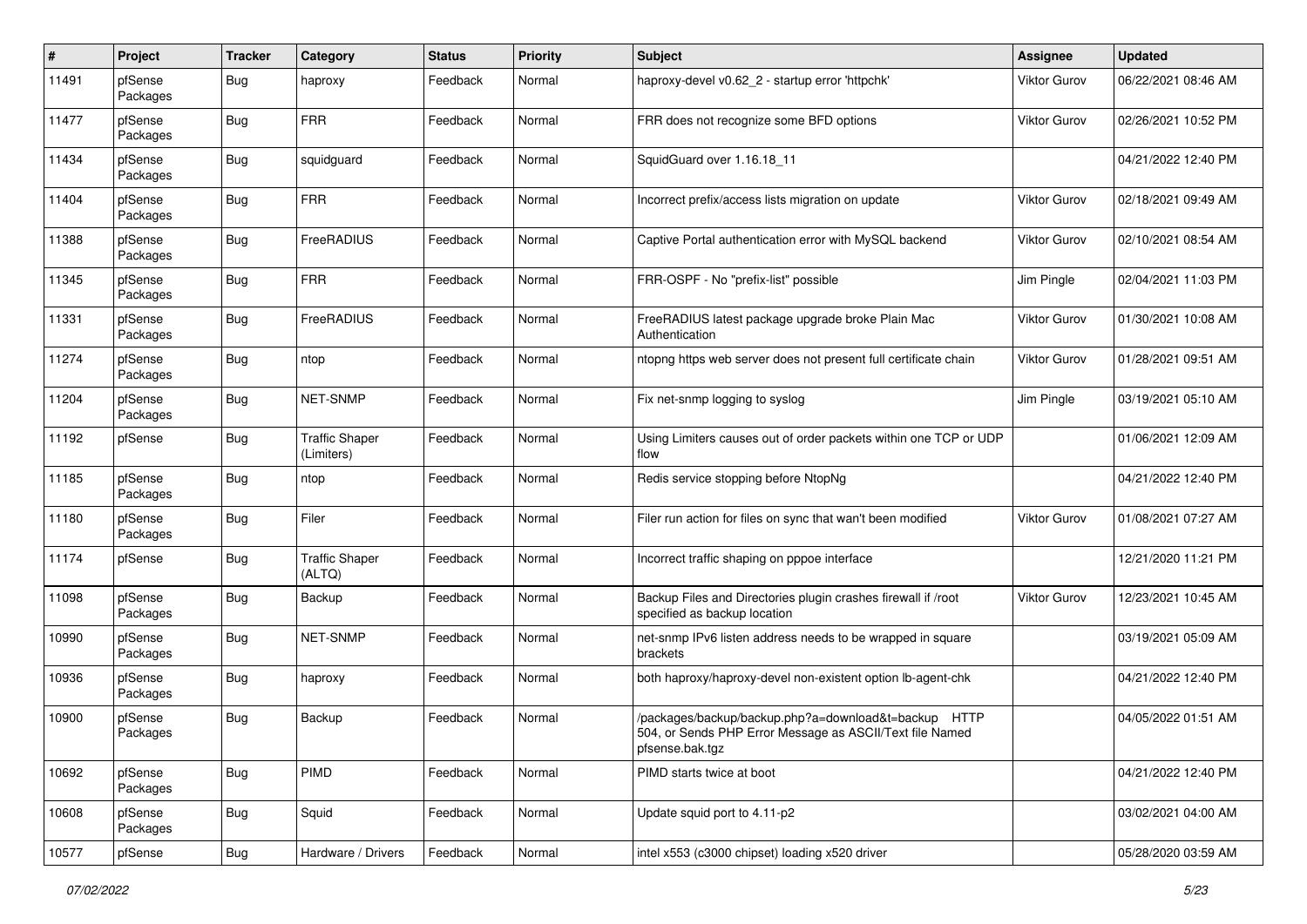| # | Project | Tracker | Category | Status | Priority | Subject | Assignee | Updated |
|---|---|---|---|---|---|---|---|---|
| 11491 | pfSense Packages | Bug | haproxy | Feedback | Normal | haproxy-devel v0.62_2 - startup error 'httpchk' | Viktor Gurov | 06/22/2021 08:46 AM |
| 11477 | pfSense Packages | Bug | FRR | Feedback | Normal | FRR does not recognize some BFD options | Viktor Gurov | 02/26/2021 10:52 PM |
| 11434 | pfSense Packages | Bug | squidguard | Feedback | Normal | SquidGuard over 1.16.18_11 | | 04/21/2022 12:40 PM |
| 11404 | pfSense Packages | Bug | FRR | Feedback | Normal | Incorrect prefix/access lists migration on update | Viktor Gurov | 02/18/2021 09:49 AM |
| 11388 | pfSense Packages | Bug | FreeRADIUS | Feedback | Normal | Captive Portal authentication error with MySQL backend | Viktor Gurov | 02/10/2021 08:54 AM |
| 11345 | pfSense Packages | Bug | FRR | Feedback | Normal | FRR-OSPF - No "prefix-list" possible | Jim Pingle | 02/04/2021 11:03 PM |
| 11331 | pfSense Packages | Bug | FreeRADIUS | Feedback | Normal | FreeRADIUS latest package upgrade broke Plain Mac Authentication | Viktor Gurov | 01/30/2021 10:08 AM |
| 11274 | pfSense Packages | Bug | ntop | Feedback | Normal | ntopng https web server does not present full certificate chain | Viktor Gurov | 01/28/2021 09:51 AM |
| 11204 | pfSense Packages | Bug | NET-SNMP | Feedback | Normal | Fix net-snmp logging to syslog | Jim Pingle | 03/19/2021 05:10 AM |
| 11192 | pfSense | Bug | Traffic Shaper (Limiters) | Feedback | Normal | Using Limiters causes out of order packets within one TCP or UDP flow | | 01/06/2021 12:09 AM |
| 11185 | pfSense Packages | Bug | ntop | Feedback | Normal | Redis service stopping before NtopNg | | 04/21/2022 12:40 PM |
| 11180 | pfSense Packages | Bug | Filer | Feedback | Normal | Filer run action for files on sync that wan't been modified | Viktor Gurov | 01/08/2021 07:27 AM |
| 11174 | pfSense | Bug | Traffic Shaper (ALTQ) | Feedback | Normal | Incorrect traffic shaping on pppoe interface | | 12/21/2020 11:21 PM |
| 11098 | pfSense Packages | Bug | Backup | Feedback | Normal | Backup Files and Directories plugin crashes firewall if /root specified as backup location | Viktor Gurov | 12/23/2021 10:45 AM |
| 10990 | pfSense Packages | Bug | NET-SNMP | Feedback | Normal | net-snmp IPv6 listen address needs to be wrapped in square brackets | | 03/19/2021 05:09 AM |
| 10936 | pfSense Packages | Bug | haproxy | Feedback | Normal | both haproxy/haproxy-devel non-existent option lb-agent-chk | | 04/21/2022 12:40 PM |
| 10900 | pfSense Packages | Bug | Backup | Feedback | Normal | /packages/backup/backup.php?a=download&t=backup HTTP 504, or Sends PHP Error Message as ASCII/Text file Named pfsense.bak.tgz | | 04/05/2022 01:51 AM |
| 10692 | pfSense Packages | Bug | PIMD | Feedback | Normal | PIMD starts twice at boot | | 04/21/2022 12:40 PM |
| 10608 | pfSense Packages | Bug | Squid | Feedback | Normal | Update squid port to 4.11-p2 | | 03/02/2021 04:00 AM |
| 10577 | pfSense | Bug | Hardware / Drivers | Feedback | Normal | intel x553 (c3000 chipset) loading x520 driver | | 05/28/2020 03:59 AM |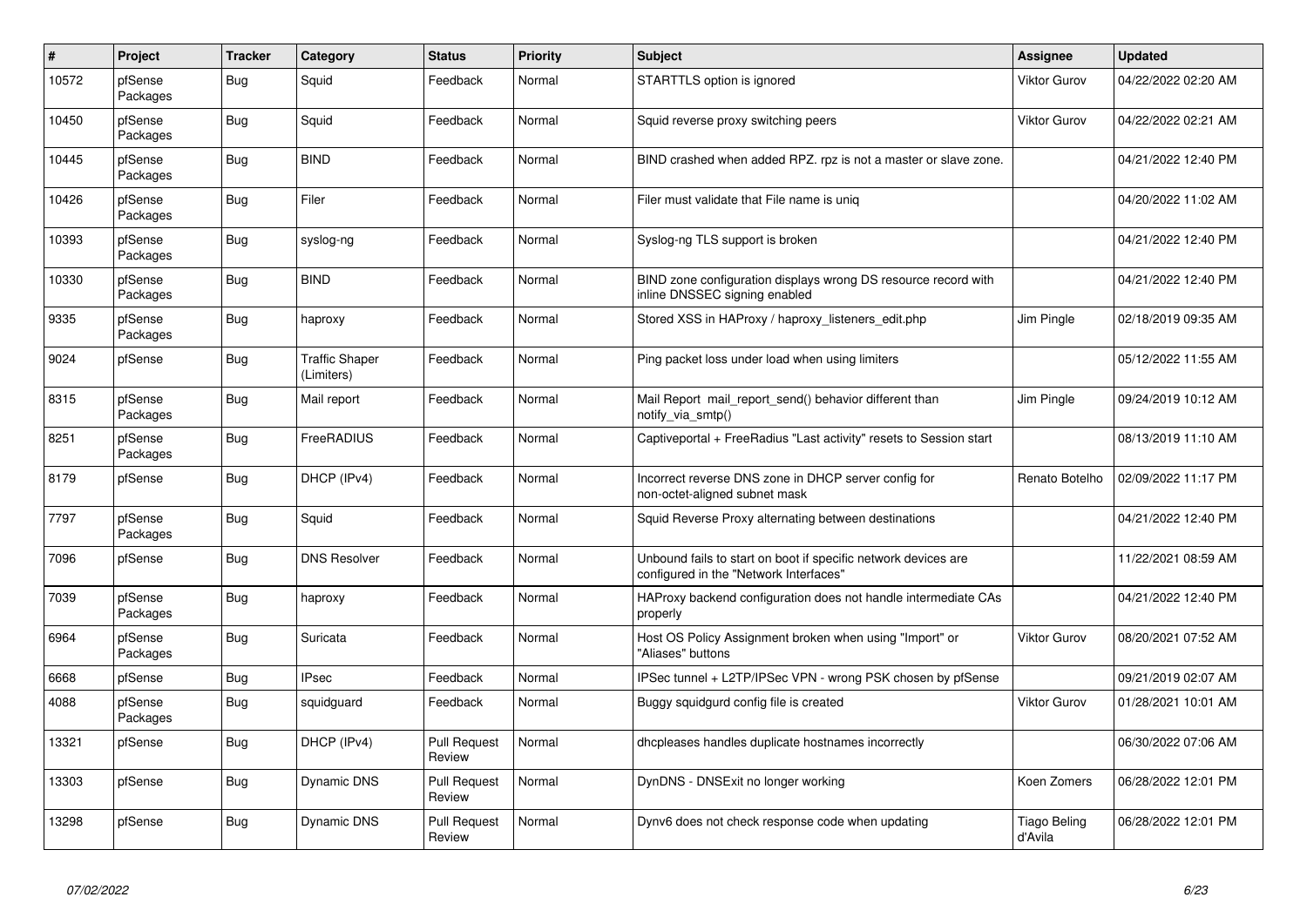| # | Project | Tracker | Category | Status | Priority | Subject | Assignee | Updated |
|---|---|---|---|---|---|---|---|---|
| 10572 | pfSense Packages | Bug | Squid | Feedback | Normal | STARTTLS option is ignored | Viktor Gurov | 04/22/2022 02:20 AM |
| 10450 | pfSense Packages | Bug | Squid | Feedback | Normal | Squid reverse proxy switching peers | Viktor Gurov | 04/22/2022 02:21 AM |
| 10445 | pfSense Packages | Bug | BIND | Feedback | Normal | BIND crashed when added RPZ. rpz is not a master or slave zone. | | 04/21/2022 12:40 PM |
| 10426 | pfSense Packages | Bug | Filer | Feedback | Normal | Filer must validate that File name is uniq | | 04/20/2022 11:02 AM |
| 10393 | pfSense Packages | Bug | syslog-ng | Feedback | Normal | Syslog-ng TLS support is broken | | 04/21/2022 12:40 PM |
| 10330 | pfSense Packages | Bug | BIND | Feedback | Normal | BIND zone configuration displays wrong DS resource record with inline DNSSEC signing enabled | | 04/21/2022 12:40 PM |
| 9335 | pfSense Packages | Bug | haproxy | Feedback | Normal | Stored XSS in HAProxy / haproxy_listeners_edit.php | Jim Pingle | 02/18/2019 09:35 AM |
| 9024 | pfSense | Bug | Traffic Shaper (Limiters) | Feedback | Normal | Ping packet loss under load when using limiters | | 05/12/2022 11:55 AM |
| 8315 | pfSense Packages | Bug | Mail report | Feedback | Normal | Mail Report mail_report_send() behavior different than notify_via_smtp() | Jim Pingle | 09/24/2019 10:12 AM |
| 8251 | pfSense Packages | Bug | FreeRADIUS | Feedback | Normal | Captiveportal + FreeRadius "Last activity" resets to Session start | | 08/13/2019 11:10 AM |
| 8179 | pfSense | Bug | DHCP (IPv4) | Feedback | Normal | Incorrect reverse DNS zone in DHCP server config for non-octet-aligned subnet mask | Renato Botelho | 02/09/2022 11:17 PM |
| 7797 | pfSense Packages | Bug | Squid | Feedback | Normal | Squid Reverse Proxy alternating between destinations | | 04/21/2022 12:40 PM |
| 7096 | pfSense | Bug | DNS Resolver | Feedback | Normal | Unbound fails to start on boot if specific network devices are configured in the "Network Interfaces" | | 11/22/2021 08:59 AM |
| 7039 | pfSense Packages | Bug | haproxy | Feedback | Normal | HAProxy backend configuration does not handle intermediate CAs properly | | 04/21/2022 12:40 PM |
| 6964 | pfSense Packages | Bug | Suricata | Feedback | Normal | Host OS Policy Assignment broken when using "Import" or "Aliases" buttons | Viktor Gurov | 08/20/2021 07:52 AM |
| 6668 | pfSense | Bug | IPsec | Feedback | Normal | IPSec tunnel + L2TP/IPSec VPN - wrong PSK chosen by pfSense | | 09/21/2019 02:07 AM |
| 4088 | pfSense Packages | Bug | squidguard | Feedback | Normal | Buggy squidgurd config file is created | Viktor Gurov | 01/28/2021 10:01 AM |
| 13321 | pfSense | Bug | DHCP (IPv4) | Pull Request Review | Normal | dhcpleases handles duplicate hostnames incorrectly | | 06/30/2022 07:06 AM |
| 13303 | pfSense | Bug | Dynamic DNS | Pull Request Review | Normal | DynDNS - DNSExit no longer working | Koen Zomers | 06/28/2022 12:01 PM |
| 13298 | pfSense | Bug | Dynamic DNS | Pull Request Review | Normal | Dynv6 does not check response code when updating | Tiago Beling d'Avila | 06/28/2022 12:01 PM |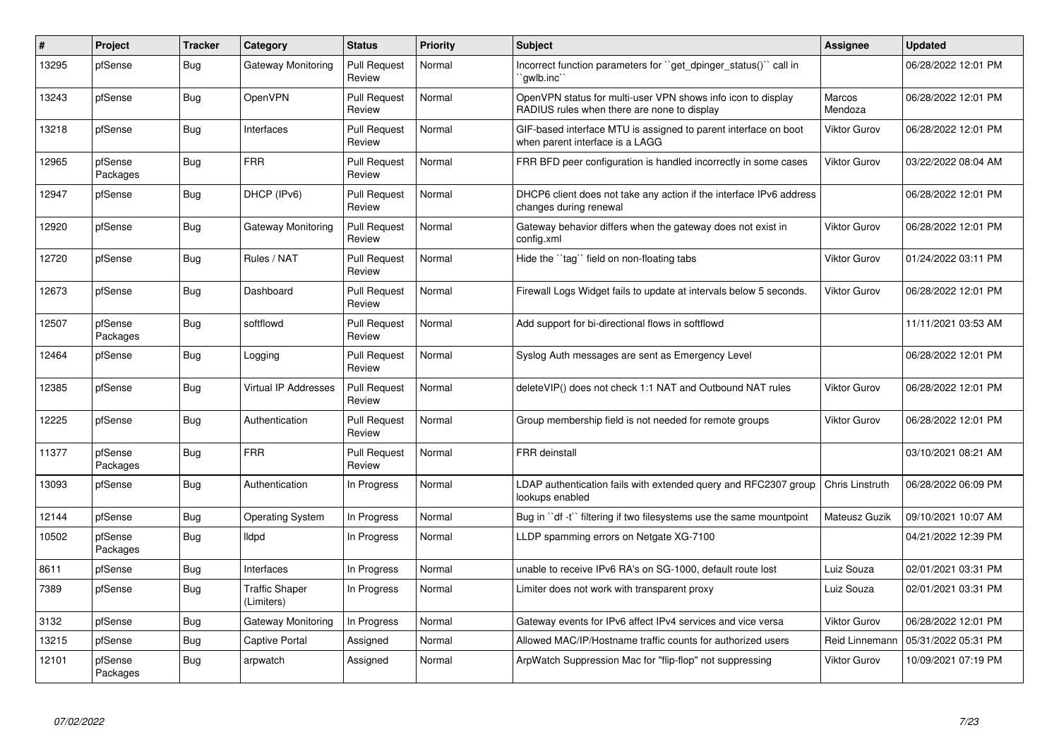| # | Project | Tracker | Category | Status | Priority | Subject | Assignee | Updated |
|---|---|---|---|---|---|---|---|---|
| 13295 | pfSense | Bug | Gateway Monitoring | Pull Request Review | Normal | Incorrect function parameters for ``get_dpinger_status()`` call in ``gwlb.inc`` | | 06/28/2022 12:01 PM |
| 13243 | pfSense | Bug | OpenVPN | Pull Request Review | Normal | OpenVPN status for multi-user VPN shows info icon to display RADIUS rules when there are none to display | Marcos Mendoza | 06/28/2022 12:01 PM |
| 13218 | pfSense | Bug | Interfaces | Pull Request Review | Normal | GIF-based interface MTU is assigned to parent interface on boot when parent interface is a LAGG | Viktor Gurov | 06/28/2022 12:01 PM |
| 12965 | pfSense Packages | Bug | FRR | Pull Request Review | Normal | FRR BFD peer configuration is handled incorrectly in some cases | Viktor Gurov | 03/22/2022 08:04 AM |
| 12947 | pfSense | Bug | DHCP (IPv6) | Pull Request Review | Normal | DHCP6 client does not take any action if the interface IPv6 address changes during renewal | | 06/28/2022 12:01 PM |
| 12920 | pfSense | Bug | Gateway Monitoring | Pull Request Review | Normal | Gateway behavior differs when the gateway does not exist in config.xml | Viktor Gurov | 06/28/2022 12:01 PM |
| 12720 | pfSense | Bug | Rules / NAT | Pull Request Review | Normal | Hide the ``tag`` field on non-floating tabs | Viktor Gurov | 01/24/2022 03:11 PM |
| 12673 | pfSense | Bug | Dashboard | Pull Request Review | Normal | Firewall Logs Widget fails to update at intervals below 5 seconds. | Viktor Gurov | 06/28/2022 12:01 PM |
| 12507 | pfSense Packages | Bug | softflowd | Pull Request Review | Normal | Add support for bi-directional flows in softflowd | | 11/11/2021 03:53 AM |
| 12464 | pfSense | Bug | Logging | Pull Request Review | Normal | Syslog Auth messages are sent as Emergency Level | | 06/28/2022 12:01 PM |
| 12385 | pfSense | Bug | Virtual IP Addresses | Pull Request Review | Normal | deleteVIP() does not check 1:1 NAT and Outbound NAT rules | Viktor Gurov | 06/28/2022 12:01 PM |
| 12225 | pfSense | Bug | Authentication | Pull Request Review | Normal | Group membership field is not needed for remote groups | Viktor Gurov | 06/28/2022 12:01 PM |
| 11377 | pfSense Packages | Bug | FRR | Pull Request Review | Normal | FRR deinstall | | 03/10/2021 08:21 AM |
| 13093 | pfSense | Bug | Authentication | In Progress | Normal | LDAP authentication fails with extended query and RFC2307 group lookups enabled | Chris Linstruth | 06/28/2022 06:09 PM |
| 12144 | pfSense | Bug | Operating System | In Progress | Normal | Bug in ``df -t`` filtering if two filesystems use the same mountpoint | Mateusz Guzik | 09/10/2021 10:07 AM |
| 10502 | pfSense Packages | Bug | lldpd | In Progress | Normal | LLDP spamming errors on Netgate XG-7100 | | 04/21/2022 12:39 PM |
| 8611 | pfSense | Bug | Interfaces | In Progress | Normal | unable to receive IPv6 RA's on SG-1000, default route lost | Luiz Souza | 02/01/2021 03:31 PM |
| 7389 | pfSense | Bug | Traffic Shaper (Limiters) | In Progress | Normal | Limiter does not work with transparent proxy | Luiz Souza | 02/01/2021 03:31 PM |
| 3132 | pfSense | Bug | Gateway Monitoring | In Progress | Normal | Gateway events for IPv6 affect IPv4 services and vice versa | Viktor Gurov | 06/28/2022 12:01 PM |
| 13215 | pfSense | Bug | Captive Portal | Assigned | Normal | Allowed MAC/IP/Hostname traffic counts for authorized users | Reid Linnemann | 05/31/2022 05:31 PM |
| 12101 | pfSense Packages | Bug | arpwatch | Assigned | Normal | ArpWatch Suppression Mac for "flip-flop" not suppressing | Viktor Gurov | 10/09/2021 07:19 PM |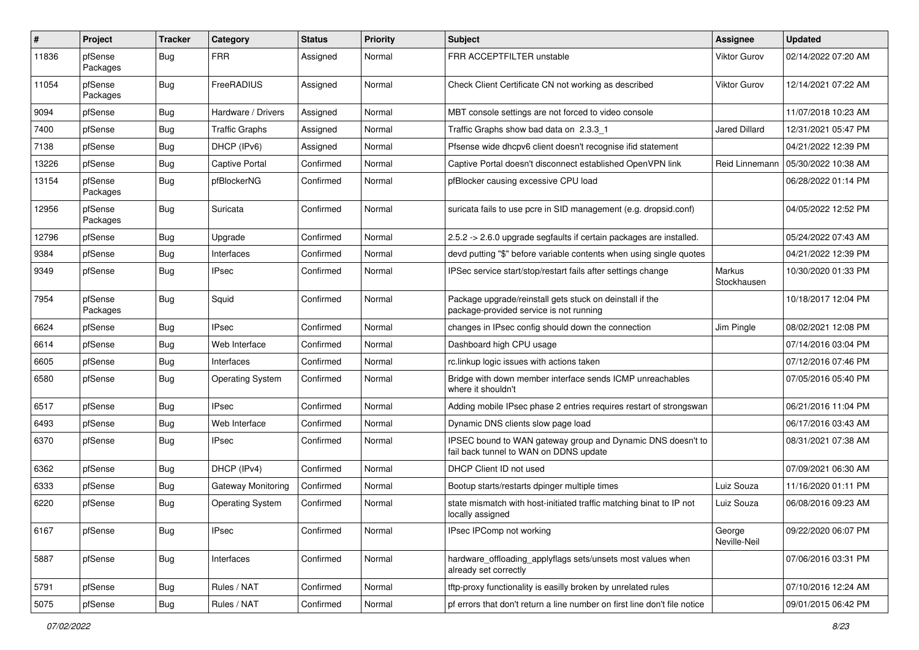| # | Project | Tracker | Category | Status | Priority | Subject | Assignee | Updated |
|---|---|---|---|---|---|---|---|---|
| 11836 | pfSense Packages | Bug | FRR | Assigned | Normal | FRR ACCEPTFILTER unstable | Viktor Gurov | 02/14/2022 07:20 AM |
| 11054 | pfSense Packages | Bug | FreeRADIUS | Assigned | Normal | Check Client Certificate CN not working as described | Viktor Gurov | 12/14/2021 07:22 AM |
| 9094 | pfSense | Bug | Hardware / Drivers | Assigned | Normal | MBT console settings are not forced to video console | | 11/07/2018 10:23 AM |
| 7400 | pfSense | Bug | Traffic Graphs | Assigned | Normal | Traffic Graphs show bad data on 2.3.3_1 | Jared Dillard | 12/31/2021 05:47 PM |
| 7138 | pfSense | Bug | DHCP (IPv6) | Assigned | Normal | Pfsense wide dhcpv6 client doesn't recognise ifid statement | | 04/21/2022 12:39 PM |
| 13226 | pfSense | Bug | Captive Portal | Confirmed | Normal | Captive Portal doesn't disconnect established OpenVPN link | Reid Linnemann | 05/30/2022 10:38 AM |
| 13154 | pfSense Packages | Bug | pfBlockerNG | Confirmed | Normal | pfBlocker causing excessive CPU load | | 06/28/2022 01:14 PM |
| 12956 | pfSense Packages | Bug | Suricata | Confirmed | Normal | suricata fails to use pcre in SID management (e.g. dropsid.conf) | | 04/05/2022 12:52 PM |
| 12796 | pfSense | Bug | Upgrade | Confirmed | Normal | 2.5.2 -> 2.6.0 upgrade segfaults if certain packages are installed. | | 05/24/2022 07:43 AM |
| 9384 | pfSense | Bug | Interfaces | Confirmed | Normal | devd putting "$" before variable contents when using single quotes | | 04/21/2022 12:39 PM |
| 9349 | pfSense | Bug | IPsec | Confirmed | Normal | IPSec service start/stop/restart fails after settings change | Markus Stockhausen | 10/30/2020 01:33 PM |
| 7954 | pfSense Packages | Bug | Squid | Confirmed | Normal | Package upgrade/reinstall gets stuck on deinstall if the package-provided service is not running | | 10/18/2017 12:04 PM |
| 6624 | pfSense | Bug | IPsec | Confirmed | Normal | changes in IPsec config should down the connection | Jim Pingle | 08/02/2021 12:08 PM |
| 6614 | pfSense | Bug | Web Interface | Confirmed | Normal | Dashboard high CPU usage | | 07/14/2016 03:04 PM |
| 6605 | pfSense | Bug | Interfaces | Confirmed | Normal | rc.linkup logic issues with actions taken | | 07/12/2016 07:46 PM |
| 6580 | pfSense | Bug | Operating System | Confirmed | Normal | Bridge with down member interface sends ICMP unreachables where it shouldn't | | 07/05/2016 05:40 PM |
| 6517 | pfSense | Bug | IPsec | Confirmed | Normal | Adding mobile IPsec phase 2 entries requires restart of strongswan | | 06/21/2016 11:04 PM |
| 6493 | pfSense | Bug | Web Interface | Confirmed | Normal | Dynamic DNS clients slow page load | | 06/17/2016 03:43 AM |
| 6370 | pfSense | Bug | IPsec | Confirmed | Normal | IPSEC bound to WAN gateway group and Dynamic DNS doesn't to fail back tunnel to WAN on DDNS update | | 08/31/2021 07:38 AM |
| 6362 | pfSense | Bug | DHCP (IPv4) | Confirmed | Normal | DHCP Client ID not used | | 07/09/2021 06:30 AM |
| 6333 | pfSense | Bug | Gateway Monitoring | Confirmed | Normal | Bootup starts/restarts dpinger multiple times | Luiz Souza | 11/16/2020 01:11 PM |
| 6220 | pfSense | Bug | Operating System | Confirmed | Normal | state mismatch with host-initiated traffic matching binat to IP not locally assigned | Luiz Souza | 06/08/2016 09:23 AM |
| 6167 | pfSense | Bug | IPsec | Confirmed | Normal | IPsec IPComp not working | George Neville-Neil | 09/22/2020 06:07 PM |
| 5887 | pfSense | Bug | Interfaces | Confirmed | Normal | hardware_offloading_applyflags sets/unsets most values when already set correctly | | 07/06/2016 03:31 PM |
| 5791 | pfSense | Bug | Rules / NAT | Confirmed | Normal | tftp-proxy functionality is easilly broken by unrelated rules | | 07/10/2016 12:24 AM |
| 5075 | pfSense | Bug | Rules / NAT | Confirmed | Normal | pf errors that don't return a line number on first line don't file notice | | 09/01/2015 06:42 PM |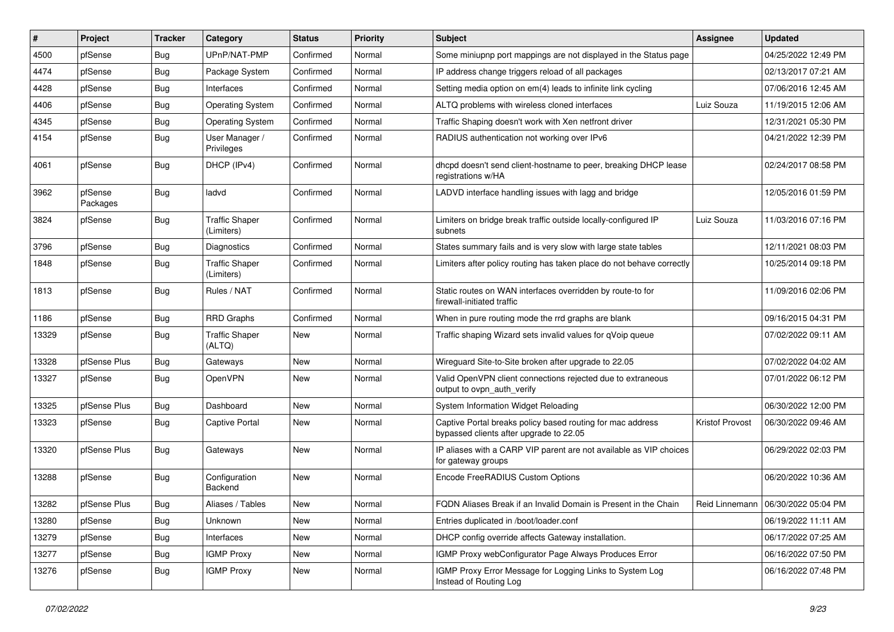| # | Project | Tracker | Category | Status | Priority | Subject | Assignee | Updated |
|---|---|---|---|---|---|---|---|---|
| 4500 | pfSense | Bug | UPnP/NAT-PMP | Confirmed | Normal | Some miniupnp port mappings are not displayed in the Status page | | 04/25/2022 12:49 PM |
| 4474 | pfSense | Bug | Package System | Confirmed | Normal | IP address change triggers reload of all packages | | 02/13/2017 07:21 AM |
| 4428 | pfSense | Bug | Interfaces | Confirmed | Normal | Setting media option on em(4) leads to infinite link cycling | | 07/06/2016 12:45 AM |
| 4406 | pfSense | Bug | Operating System | Confirmed | Normal | ALTQ problems with wireless cloned interfaces | Luiz Souza | 11/19/2015 12:06 AM |
| 4345 | pfSense | Bug | Operating System | Confirmed | Normal | Traffic Shaping doesn't work with Xen netfront driver | | 12/31/2021 05:30 PM |
| 4154 | pfSense | Bug | User Manager / Privileges | Confirmed | Normal | RADIUS authentication not working over IPv6 | | 04/21/2022 12:39 PM |
| 4061 | pfSense | Bug | DHCP (IPv4) | Confirmed | Normal | dhcpd doesn't send client-hostname to peer, breaking DHCP lease registrations w/HA | | 02/24/2017 08:58 PM |
| 3962 | pfSense Packages | Bug | ladvd | Confirmed | Normal | LADVD interface handling issues with lagg and bridge | | 12/05/2016 01:59 PM |
| 3824 | pfSense | Bug | Traffic Shaper (Limiters) | Confirmed | Normal | Limiters on bridge break traffic outside locally-configured IP subnets | Luiz Souza | 11/03/2016 07:16 PM |
| 3796 | pfSense | Bug | Diagnostics | Confirmed | Normal | States summary fails and is very slow with large state tables | | 12/11/2021 08:03 PM |
| 1848 | pfSense | Bug | Traffic Shaper (Limiters) | Confirmed | Normal | Limiters after policy routing has taken place do not behave correctly | | 10/25/2014 09:18 PM |
| 1813 | pfSense | Bug | Rules / NAT | Confirmed | Normal | Static routes on WAN interfaces overridden by route-to for firewall-initiated traffic | | 11/09/2016 02:06 PM |
| 1186 | pfSense | Bug | RRD Graphs | Confirmed | Normal | When in pure routing mode the rrd graphs are blank | | 09/16/2015 04:31 PM |
| 13329 | pfSense | Bug | Traffic Shaper (ALTQ) | New | Normal | Traffic shaping Wizard sets invalid values for qVoip queue | | 07/02/2022 09:11 AM |
| 13328 | pfSense Plus | Bug | Gateways | New | Normal | Wireguard Site-to-Site broken after upgrade to 22.05 | | 07/02/2022 04:02 AM |
| 13327 | pfSense | Bug | OpenVPN | New | Normal | Valid OpenVPN client connections rejected due to extraneous output to ovpn_auth_verify | | 07/01/2022 06:12 PM |
| 13325 | pfSense Plus | Bug | Dashboard | New | Normal | System Information Widget Reloading | | 06/30/2022 12:00 PM |
| 13323 | pfSense | Bug | Captive Portal | New | Normal | Captive Portal breaks policy based routing for mac address bypassed clients after upgrade to 22.05 | Kristof Provost | 06/30/2022 09:46 AM |
| 13320 | pfSense Plus | Bug | Gateways | New | Normal | IP aliases with a CARP VIP parent are not available as VIP choices for gateway groups | | 06/29/2022 02:03 PM |
| 13288 | pfSense | Bug | Configuration Backend | New | Normal | Encode FreeRADIUS Custom Options | | 06/20/2022 10:36 AM |
| 13282 | pfSense Plus | Bug | Aliases / Tables | New | Normal | FQDN Aliases Break if an Invalid Domain is Present in the Chain | Reid Linnemann | 06/30/2022 05:04 PM |
| 13280 | pfSense | Bug | Unknown | New | Normal | Entries duplicated in /boot/loader.conf | | 06/19/2022 11:11 AM |
| 13279 | pfSense | Bug | Interfaces | New | Normal | DHCP config override affects Gateway installation. | | 06/17/2022 07:25 AM |
| 13277 | pfSense | Bug | IGMP Proxy | New | Normal | IGMP Proxy webConfigurator Page Always Produces Error | | 06/16/2022 07:50 PM |
| 13276 | pfSense | Bug | IGMP Proxy | New | Normal | IGMP Proxy Error Message for Logging Links to System Log Instead of Routing Log | | 06/16/2022 07:48 PM |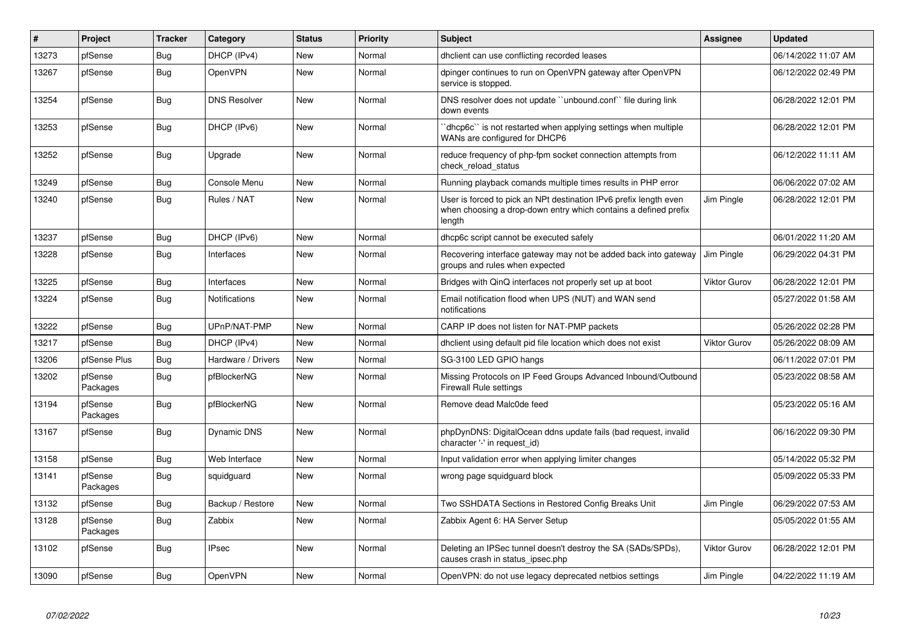| # | Project | Tracker | Category | Status | Priority | Subject | Assignee | Updated |
|---|---|---|---|---|---|---|---|---|
| 13273 | pfSense | Bug | DHCP (IPv4) | New | Normal | dhclient can use conflicting recorded leases | | 06/14/2022 11:07 AM |
| 13267 | pfSense | Bug | OpenVPN | New | Normal | dpinger continues to run on OpenVPN gateway after OpenVPN service is stopped. | | 06/12/2022 02:49 PM |
| 13254 | pfSense | Bug | DNS Resolver | New | Normal | DNS resolver does not update ``unbound.conf`` file during link down events | | 06/28/2022 12:01 PM |
| 13253 | pfSense | Bug | DHCP (IPv6) | New | Normal | ``dhcp6c`` is not restarted when applying settings when multiple WANs are configured for DHCP6 | | 06/28/2022 12:01 PM |
| 13252 | pfSense | Bug | Upgrade | New | Normal | reduce frequency of php-fpm socket connection attempts from check_reload_status | | 06/12/2022 11:11 AM |
| 13249 | pfSense | Bug | Console Menu | New | Normal | Running playback comands multiple times results in PHP error | | 06/06/2022 07:02 AM |
| 13240 | pfSense | Bug | Rules / NAT | New | Normal | User is forced to pick an NPt destination IPv6 prefix length even when choosing a drop-down entry which contains a defined prefix length | Jim Pingle | 06/28/2022 12:01 PM |
| 13237 | pfSense | Bug | DHCP (IPv6) | New | Normal | dhcp6c script cannot be executed safely | | 06/01/2022 11:20 AM |
| 13228 | pfSense | Bug | Interfaces | New | Normal | Recovering interface gateway may not be added back into gateway groups and rules when expected | Jim Pingle | 06/29/2022 04:31 PM |
| 13225 | pfSense | Bug | Interfaces | New | Normal | Bridges with QinQ interfaces not properly set up at boot | Viktor Gurov | 06/28/2022 12:01 PM |
| 13224 | pfSense | Bug | Notifications | New | Normal | Email notification flood when UPS (NUT) and WAN send notifications | | 05/27/2022 01:58 AM |
| 13222 | pfSense | Bug | UPnP/NAT-PMP | New | Normal | CARP IP does not listen for NAT-PMP packets | | 05/26/2022 02:28 PM |
| 13217 | pfSense | Bug | DHCP (IPv4) | New | Normal | dhclient using default pid file location which does not exist | Viktor Gurov | 05/26/2022 08:09 AM |
| 13206 | pfSense Plus | Bug | Hardware / Drivers | New | Normal | SG-3100 LED GPIO hangs | | 06/11/2022 07:01 PM |
| 13202 | pfSense Packages | Bug | pfBlockerNG | New | Normal | Missing Protocols on IP Feed Groups Advanced Inbound/Outbound Firewall Rule settings | | 05/23/2022 08:58 AM |
| 13194 | pfSense Packages | Bug | pfBlockerNG | New | Normal | Remove dead Malc0de feed | | 05/23/2022 05:16 AM |
| 13167 | pfSense | Bug | Dynamic DNS | New | Normal | phpDynDNS: DigitalOcean ddns update fails (bad request, invalid character '-' in request_id) | | 06/16/2022 09:30 PM |
| 13158 | pfSense | Bug | Web Interface | New | Normal | Input validation error when applying limiter changes | | 05/14/2022 05:32 PM |
| 13141 | pfSense Packages | Bug | squidguard | New | Normal | wrong page squidguard block | | 05/09/2022 05:33 PM |
| 13132 | pfSense | Bug | Backup / Restore | New | Normal | Two SSHDATA Sections in Restored Config Breaks Unit | Jim Pingle | 06/29/2022 07:53 AM |
| 13128 | pfSense Packages | Bug | Zabbix | New | Normal | Zabbix Agent 6: HA Server Setup | | 05/05/2022 01:55 AM |
| 13102 | pfSense | Bug | IPsec | New | Normal | Deleting an IPSec tunnel doesn't destroy the SA (SADs/SPDs), causes crash in status_ipsec.php | Viktor Gurov | 06/28/2022 12:01 PM |
| 13090 | pfSense | Bug | OpenVPN | New | Normal | OpenVPN: do not use legacy deprecated netbios settings | Jim Pingle | 04/22/2022 11:19 AM |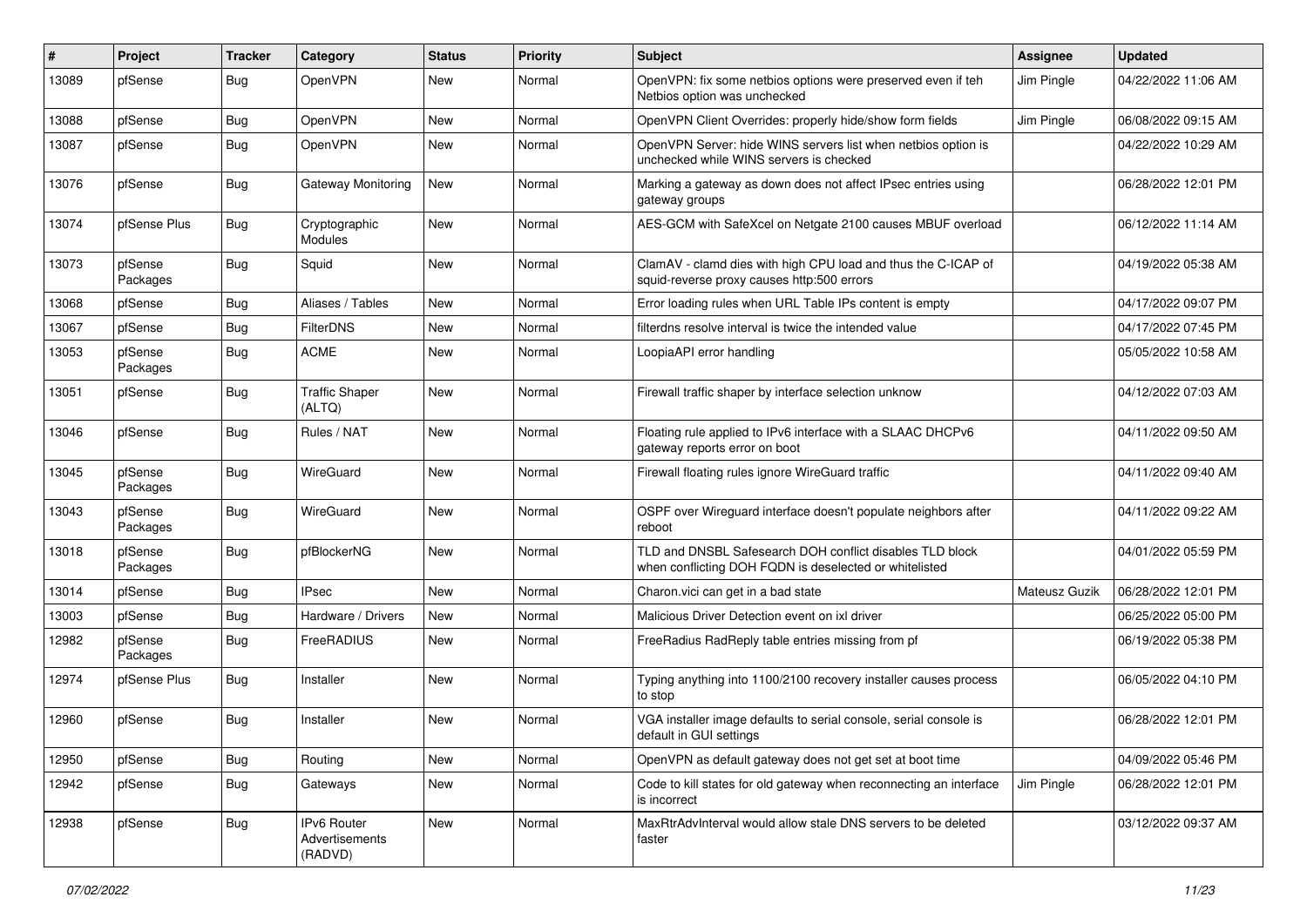| # | Project | Tracker | Category | Status | Priority | Subject | Assignee | Updated |
|---|---|---|---|---|---|---|---|---|
| 13089 | pfSense | Bug | OpenVPN | New | Normal | OpenVPN: fix some netbios options were preserved even if teh Netbios option was unchecked | Jim Pingle | 04/22/2022 11:06 AM |
| 13088 | pfSense | Bug | OpenVPN | New | Normal | OpenVPN Client Overrides: properly hide/show form fields | Jim Pingle | 06/08/2022 09:15 AM |
| 13087 | pfSense | Bug | OpenVPN | New | Normal | OpenVPN Server: hide WINS servers list when netbios option is unchecked while WINS servers is checked | | 04/22/2022 10:29 AM |
| 13076 | pfSense | Bug | Gateway Monitoring | New | Normal | Marking a gateway as down does not affect IPsec entries using gateway groups | | 06/28/2022 12:01 PM |
| 13074 | pfSense Plus | Bug | Cryptographic Modules | New | Normal | AES-GCM with SafeXcel on Netgate 2100 causes MBUF overload | | 06/12/2022 11:14 AM |
| 13073 | pfSense Packages | Bug | Squid | New | Normal | ClamAV - clamd dies with high CPU load and thus the C-ICAP of squid-reverse proxy causes http:500 errors | | 04/19/2022 05:38 AM |
| 13068 | pfSense | Bug | Aliases / Tables | New | Normal | Error loading rules when URL Table IPs content is empty | | 04/17/2022 09:07 PM |
| 13067 | pfSense | Bug | FilterDNS | New | Normal | filterdns resolve interval is twice the intended value | | 04/17/2022 07:45 PM |
| 13053 | pfSense Packages | Bug | ACME | New | Normal | LoopiaAPI error handling | | 05/05/2022 10:58 AM |
| 13051 | pfSense | Bug | Traffic Shaper (ALTQ) | New | Normal | Firewall traffic shaper by interface selection unknow | | 04/12/2022 07:03 AM |
| 13046 | pfSense | Bug | Rules / NAT | New | Normal | Floating rule applied to IPv6 interface with a SLAAC DHCPv6 gateway reports error on boot | | 04/11/2022 09:50 AM |
| 13045 | pfSense Packages | Bug | WireGuard | New | Normal | Firewall floating rules ignore WireGuard traffic | | 04/11/2022 09:40 AM |
| 13043 | pfSense Packages | Bug | WireGuard | New | Normal | OSPF over Wireguard interface doesn't populate neighbors after reboot | | 04/11/2022 09:22 AM |
| 13018 | pfSense Packages | Bug | pfBlockerNG | New | Normal | TLD and DNSBL Safesearch DOH conflict disables TLD block when conflicting DOH FQDN is deselected or whitelisted | | 04/01/2022 05:59 PM |
| 13014 | pfSense | Bug | IPsec | New | Normal | Charon.vici can get in a bad state | Mateusz Guzik | 06/28/2022 12:01 PM |
| 13003 | pfSense | Bug | Hardware / Drivers | New | Normal | Malicious Driver Detection event on ixl driver | | 06/25/2022 05:00 PM |
| 12982 | pfSense Packages | Bug | FreeRADIUS | New | Normal | FreeRadius RadReply table entries missing from pf | | 06/19/2022 05:38 PM |
| 12974 | pfSense Plus | Bug | Installer | New | Normal | Typing anything into 1100/2100 recovery installer causes process to stop | | 06/05/2022 04:10 PM |
| 12960 | pfSense | Bug | Installer | New | Normal | VGA installer image defaults to serial console, serial console is default in GUI settings | | 06/28/2022 12:01 PM |
| 12950 | pfSense | Bug | Routing | New | Normal | OpenVPN as default gateway does not get set at boot time | | 04/09/2022 05:46 PM |
| 12942 | pfSense | Bug | Gateways | New | Normal | Code to kill states for old gateway when reconnecting an interface is incorrect | Jim Pingle | 06/28/2022 12:01 PM |
| 12938 | pfSense | Bug | IPv6 Router Advertisements (RADVD) | New | Normal | MaxRtrAdvInterval would allow stale DNS servers to be deleted faster | | 03/12/2022 09:37 AM |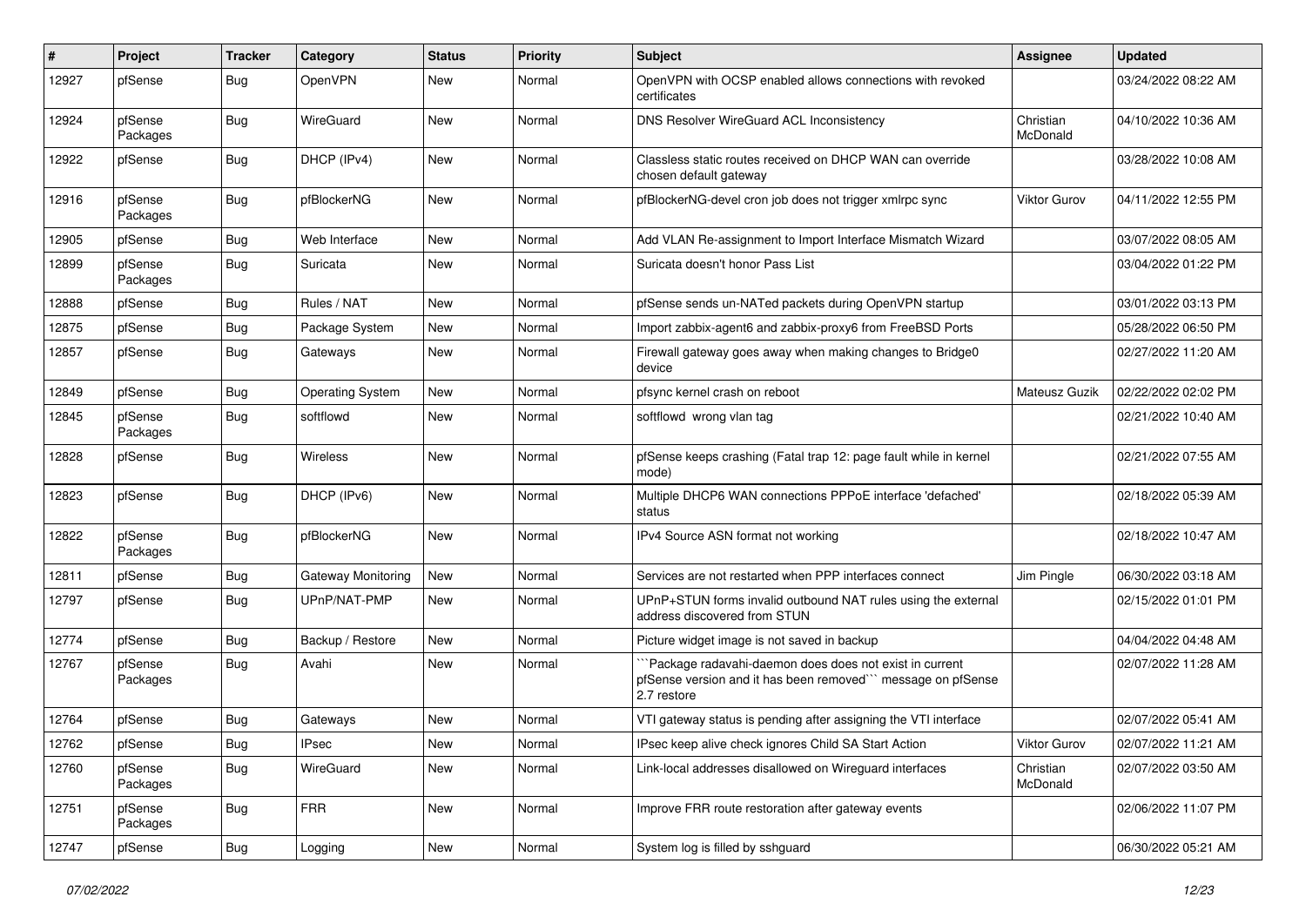| # | Project | Tracker | Category | Status | Priority | Subject | Assignee | Updated |
|---|---|---|---|---|---|---|---|---|
| 12927 | pfSense | Bug | OpenVPN | New | Normal | OpenVPN with OCSP enabled allows connections with revoked certificates | | 03/24/2022 08:22 AM |
| 12924 | pfSense Packages | Bug | WireGuard | New | Normal | DNS Resolver WireGuard ACL Inconsistency | Christian McDonald | 04/10/2022 10:36 AM |
| 12922 | pfSense | Bug | DHCP (IPv4) | New | Normal | Classless static routes received on DHCP WAN can override chosen default gateway | | 03/28/2022 10:08 AM |
| 12916 | pfSense Packages | Bug | pfBlockerNG | New | Normal | pfBlockerNG-devel cron job does not trigger xmlrpc sync | Viktor Gurov | 04/11/2022 12:55 PM |
| 12905 | pfSense | Bug | Web Interface | New | Normal | Add VLAN Re-assignment to Import Interface Mismatch Wizard | | 03/07/2022 08:05 AM |
| 12899 | pfSense Packages | Bug | Suricata | New | Normal | Suricata doesn't honor Pass List | | 03/04/2022 01:22 PM |
| 12888 | pfSense | Bug | Rules / NAT | New | Normal | pfSense sends un-NATed packets during OpenVPN startup | | 03/01/2022 03:13 PM |
| 12875 | pfSense | Bug | Package System | New | Normal | Import zabbix-agent6 and zabbix-proxy6 from FreeBSD Ports | | 05/28/2022 06:50 PM |
| 12857 | pfSense | Bug | Gateways | New | Normal | Firewall gateway goes away when making changes to Bridge0 device | | 02/27/2022 11:20 AM |
| 12849 | pfSense | Bug | Operating System | New | Normal | pfsync kernel crash on reboot | Mateusz Guzik | 02/22/2022 02:02 PM |
| 12845 | pfSense Packages | Bug | softflowd | New | Normal | softflowd wrong vlan tag | | 02/21/2022 10:40 AM |
| 12828 | pfSense | Bug | Wireless | New | Normal | pfSense keeps crashing (Fatal trap 12: page fault while in kernel mode) | | 02/21/2022 07:55 AM |
| 12823 | pfSense | Bug | DHCP (IPv6) | New | Normal | Multiple DHCP6 WAN connections PPPoE interface 'defached' status | | 02/18/2022 05:39 AM |
| 12822 | pfSense Packages | Bug | pfBlockerNG | New | Normal | IPv4 Source ASN format not working | | 02/18/2022 10:47 AM |
| 12811 | pfSense | Bug | Gateway Monitoring | New | Normal | Services are not restarted when PPP interfaces connect | Jim Pingle | 06/30/2022 03:18 AM |
| 12797 | pfSense | Bug | UPnP/NAT-PMP | New | Normal | UPnP+STUN forms invalid outbound NAT rules using the external address discovered from STUN | | 02/15/2022 01:01 PM |
| 12774 | pfSense | Bug | Backup / Restore | New | Normal | Picture widget image is not saved in backup | | 04/04/2022 04:48 AM |
| 12767 | pfSense Packages | Bug | Avahi | New | Normal | ```Package radavahi-daemon does does not exist in current pfSense version and it has been removed``` message on pfSense 2.7 restore | | 02/07/2022 11:28 AM |
| 12764 | pfSense | Bug | Gateways | New | Normal | VTI gateway status is pending after assigning the VTI interface | | 02/07/2022 05:41 AM |
| 12762 | pfSense | Bug | IPsec | New | Normal | IPsec keep alive check ignores Child SA Start Action | Viktor Gurov | 02/07/2022 11:21 AM |
| 12760 | pfSense Packages | Bug | WireGuard | New | Normal | Link-local addresses disallowed on Wireguard interfaces | Christian McDonald | 02/07/2022 03:50 AM |
| 12751 | pfSense Packages | Bug | FRR | New | Normal | Improve FRR route restoration after gateway events | | 02/06/2022 11:07 PM |
| 12747 | pfSense | Bug | Logging | New | Normal | System log is filled by sshguard | | 06/30/2022 05:21 AM |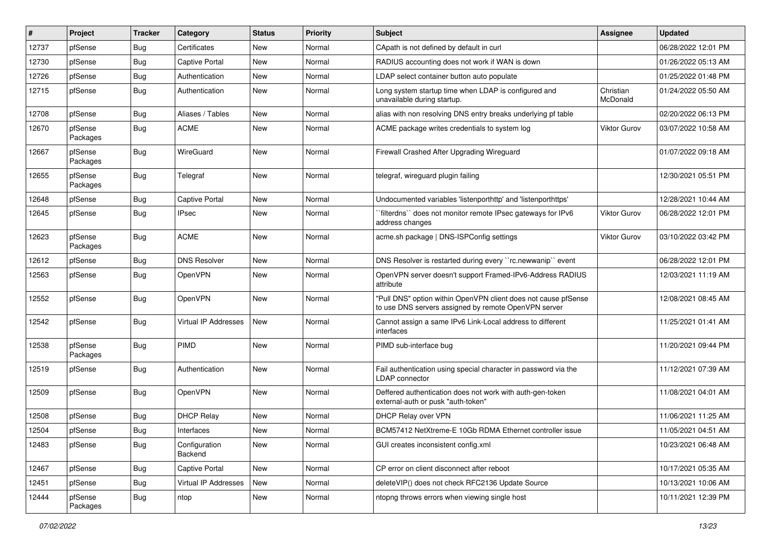| # | Project | Tracker | Category | Status | Priority | Subject | Assignee | Updated |
|---|---|---|---|---|---|---|---|---|
| 12737 | pfSense | Bug | Certificates | New | Normal | CApath is not defined by default in curl | | 06/28/2022 12:01 PM |
| 12730 | pfSense | Bug | Captive Portal | New | Normal | RADIUS accounting does not work if WAN is down | | 01/26/2022 05:13 AM |
| 12726 | pfSense | Bug | Authentication | New | Normal | LDAP select container button auto populate | | 01/25/2022 01:48 PM |
| 12715 | pfSense | Bug | Authentication | New | Normal | Long system startup time when LDAP is configured and unavailable during startup. | Christian McDonald | 01/24/2022 05:50 AM |
| 12708 | pfSense | Bug | Aliases / Tables | New | Normal | alias with non resolving DNS entry breaks underlying pf table | | 02/20/2022 06:13 PM |
| 12670 | pfSense Packages | Bug | ACME | New | Normal | ACME package writes credentials to system log | Viktor Gurov | 03/07/2022 10:58 AM |
| 12667 | pfSense Packages | Bug | WireGuard | New | Normal | Firewall Crashed After Upgrading Wireguard | | 01/07/2022 09:18 AM |
| 12655 | pfSense Packages | Bug | Telegraf | New | Normal | telegraf, wireguard plugin failing | | 12/30/2021 05:51 PM |
| 12648 | pfSense | Bug | Captive Portal | New | Normal | Undocumented variables 'listenporthttp' and 'listenporthttps' | | 12/28/2021 10:44 AM |
| 12645 | pfSense | Bug | IPsec | New | Normal | ``filterdns`` does not monitor remote IPsec gateways for IPv6 address changes | Viktor Gurov | 06/28/2022 12:01 PM |
| 12623 | pfSense Packages | Bug | ACME | New | Normal | acme.sh package \| DNS-ISPConfig settings | Viktor Gurov | 03/10/2022 03:42 PM |
| 12612 | pfSense | Bug | DNS Resolver | New | Normal | DNS Resolver is restarted during every ``rc.newwanip`` event | | 06/28/2022 12:01 PM |
| 12563 | pfSense | Bug | OpenVPN | New | Normal | OpenVPN server doesn't support Framed-IPv6-Address RADIUS attribute | | 12/03/2021 11:19 AM |
| 12552 | pfSense | Bug | OpenVPN | New | Normal | "Pull DNS" option within OpenVPN client does not cause pfSense to use DNS servers assigned by remote OpenVPN server | | 12/08/2021 08:45 AM |
| 12542 | pfSense | Bug | Virtual IP Addresses | New | Normal | Cannot assign a same IPv6 Link-Local address to different interfaces | | 11/25/2021 01:41 AM |
| 12538 | pfSense Packages | Bug | PIMD | New | Normal | PIMD sub-interface bug | | 11/20/2021 09:44 PM |
| 12519 | pfSense | Bug | Authentication | New | Normal | Fail authentication using special character in password via the LDAP connector | | 11/12/2021 07:39 AM |
| 12509 | pfSense | Bug | OpenVPN | New | Normal | Deffered authentication does not work with auth-gen-token external-auth or pusk "auth-token" | | 11/08/2021 04:01 AM |
| 12508 | pfSense | Bug | DHCP Relay | New | Normal | DHCP Relay over VPN | | 11/06/2021 11:25 AM |
| 12504 | pfSense | Bug | Interfaces | New | Normal | BCM57412 NetXtreme-E 10Gb RDMA Ethernet controller issue | | 11/05/2021 04:51 AM |
| 12483 | pfSense | Bug | Configuration Backend | New | Normal | GUI creates inconsistent config.xml | | 10/23/2021 06:48 AM |
| 12467 | pfSense | Bug | Captive Portal | New | Normal | CP error on client disconnect after reboot | | 10/17/2021 05:35 AM |
| 12451 | pfSense | Bug | Virtual IP Addresses | New | Normal | deleteVIP() does not check RFC2136 Update Source | | 10/13/2021 10:06 AM |
| 12444 | pfSense Packages | Bug | ntop | New | Normal | ntopng throws errors when viewing single host | | 10/11/2021 12:39 PM |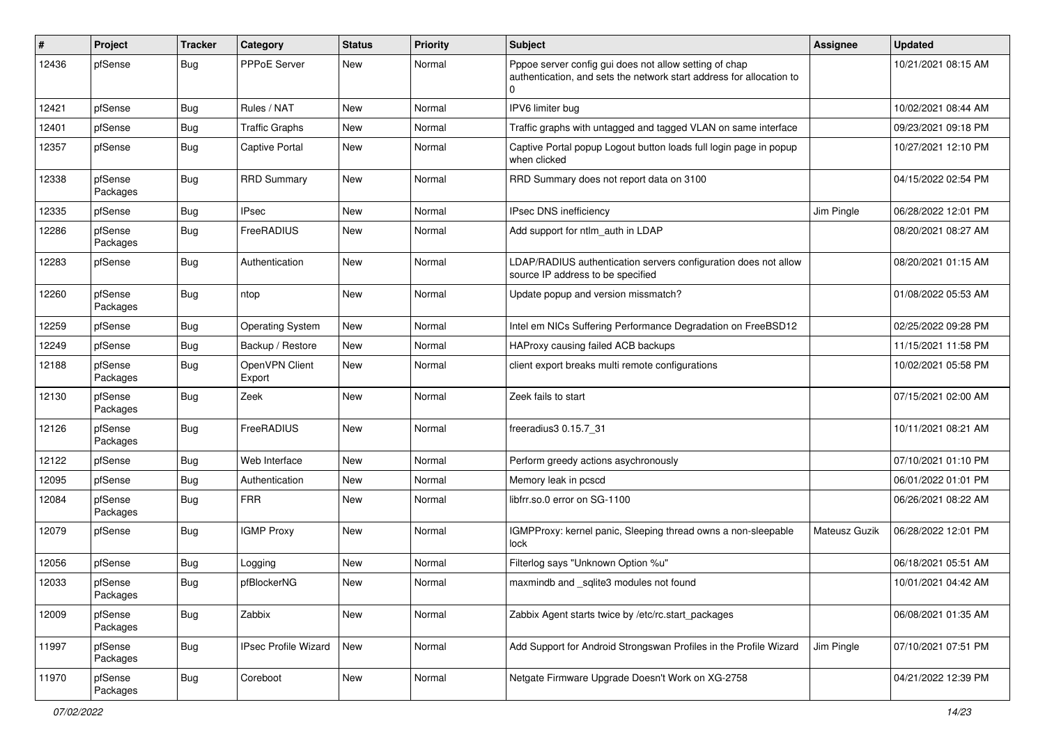| # | Project | Tracker | Category | Status | Priority | Subject | Assignee | Updated |
|---|---|---|---|---|---|---|---|---|
| 12436 | pfSense | Bug | PPPoE Server | New | Normal | Pppoe server config gui does not allow setting of chap authentication, and sets the network start address for allocation to 0 | | 10/21/2021 08:15 AM |
| 12421 | pfSense | Bug | Rules / NAT | New | Normal | IPV6 limiter bug | | 10/02/2021 08:44 AM |
| 12401 | pfSense | Bug | Traffic Graphs | New | Normal | Traffic graphs with untagged and tagged VLAN on same interface | | 09/23/2021 09:18 PM |
| 12357 | pfSense | Bug | Captive Portal | New | Normal | Captive Portal popup Logout button loads full login page in popup when clicked | | 10/27/2021 12:10 PM |
| 12338 | pfSense Packages | Bug | RRD Summary | New | Normal | RRD Summary does not report data on 3100 | | 04/15/2022 02:54 PM |
| 12335 | pfSense | Bug | IPsec | New | Normal | IPsec DNS inefficiency | Jim Pingle | 06/28/2022 12:01 PM |
| 12286 | pfSense Packages | Bug | FreeRADIUS | New | Normal | Add support for ntlm_auth in LDAP | | 08/20/2021 08:27 AM |
| 12283 | pfSense | Bug | Authentication | New | Normal | LDAP/RADIUS authentication servers configuration does not allow source IP address to be specified | | 08/20/2021 01:15 AM |
| 12260 | pfSense Packages | Bug | ntop | New | Normal | Update popup and version missmatch? | | 01/08/2022 05:53 AM |
| 12259 | pfSense | Bug | Operating System | New | Normal | Intel em NICs Suffering Performance Degradation on FreeBSD12 | | 02/25/2022 09:28 PM |
| 12249 | pfSense | Bug | Backup / Restore | New | Normal | HAProxy causing failed ACB backups | | 11/15/2021 11:58 PM |
| 12188 | pfSense Packages | Bug | OpenVPN Client Export | New | Normal | client export breaks multi remote configurations | | 10/02/2021 05:58 PM |
| 12130 | pfSense Packages | Bug | Zeek | New | Normal | Zeek fails to start | | 07/15/2021 02:00 AM |
| 12126 | pfSense Packages | Bug | FreeRADIUS | New | Normal | freeradius3 0.15.7_31 | | 10/11/2021 08:21 AM |
| 12122 | pfSense | Bug | Web Interface | New | Normal | Perform greedy actions asychronously | | 07/10/2021 01:10 PM |
| 12095 | pfSense | Bug | Authentication | New | Normal | Memory leak in pcscd | | 06/01/2022 01:01 PM |
| 12084 | pfSense Packages | Bug | FRR | New | Normal | libfrr.so.0 error on SG-1100 | | 06/26/2021 08:22 AM |
| 12079 | pfSense | Bug | IGMP Proxy | New | Normal | IGMPProxy: kernel panic, Sleeping thread owns a non-sleepable lock | Mateusz Guzik | 06/28/2022 12:01 PM |
| 12056 | pfSense | Bug | Logging | New | Normal | Filterlog says "Unknown Option %u" | | 06/18/2021 05:51 AM |
| 12033 | pfSense Packages | Bug | pfBlockerNG | New | Normal | maxmindb and _sqlite3 modules not found | | 10/01/2021 04:42 AM |
| 12009 | pfSense Packages | Bug | Zabbix | New | Normal | Zabbix Agent starts twice by /etc/rc.start_packages | | 06/08/2021 01:35 AM |
| 11997 | pfSense Packages | Bug | IPsec Profile Wizard | New | Normal | Add Support for Android Strongswan Profiles in the Profile Wizard | Jim Pingle | 07/10/2021 07:51 PM |
| 11970 | pfSense Packages | Bug | Coreboot | New | Normal | Netgate Firmware Upgrade Doesn't Work on XG-2758 | | 04/21/2022 12:39 PM |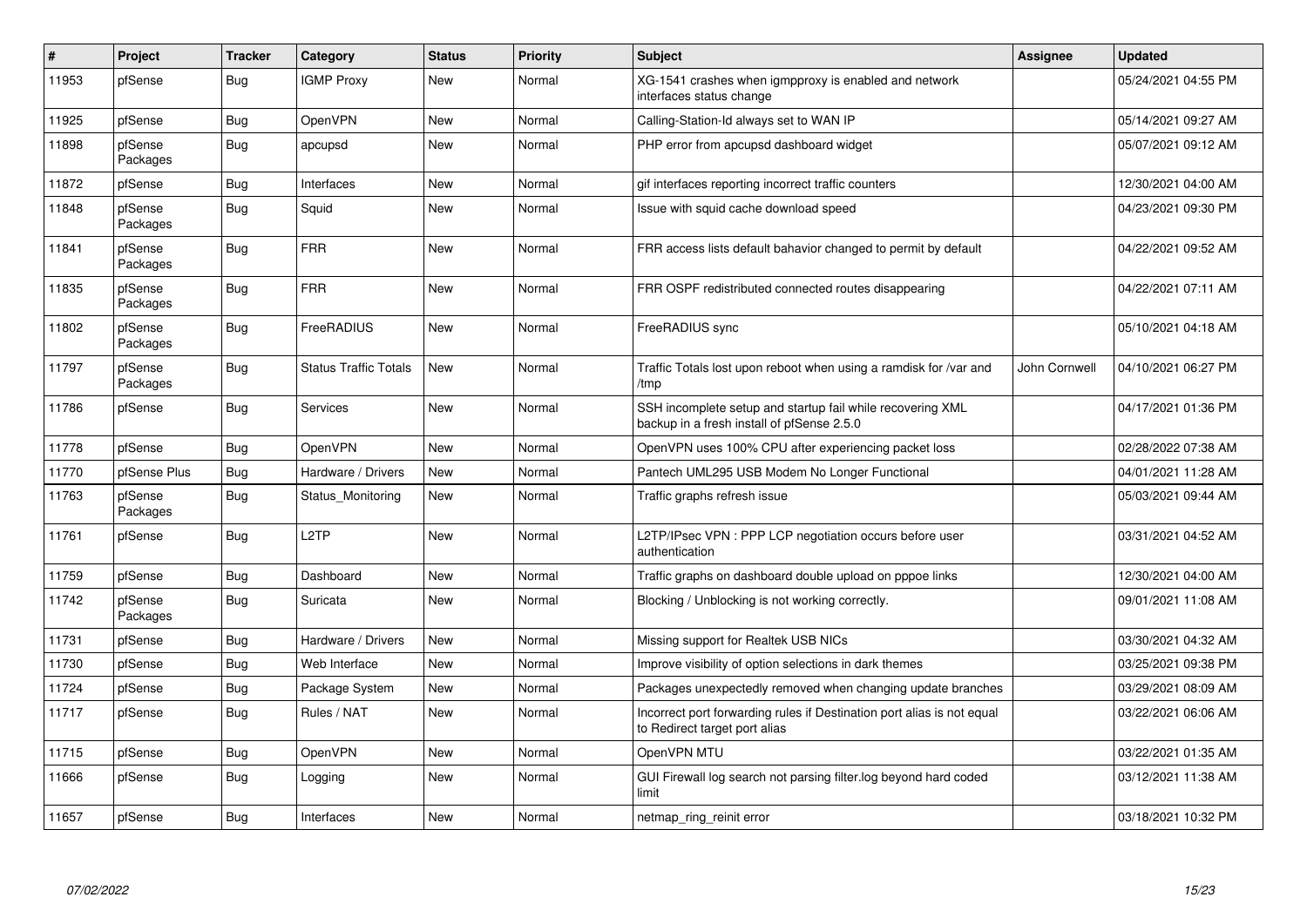| # | Project | Tracker | Category | Status | Priority | Subject | Assignee | Updated |
|---|---|---|---|---|---|---|---|---|
| 11953 | pfSense | Bug | IGMP Proxy | New | Normal | XG-1541 crashes when igmpproxy is enabled and network interfaces status change | | 05/24/2021 04:55 PM |
| 11925 | pfSense | Bug | OpenVPN | New | Normal | Calling-Station-Id always set to WAN IP | | 05/14/2021 09:27 AM |
| 11898 | pfSense Packages | Bug | apcupsd | New | Normal | PHP error from apcupsd dashboard widget | | 05/07/2021 09:12 AM |
| 11872 | pfSense | Bug | Interfaces | New | Normal | gif interfaces reporting incorrect traffic counters | | 12/30/2021 04:00 AM |
| 11848 | pfSense Packages | Bug | Squid | New | Normal | Issue with squid cache download speed | | 04/23/2021 09:30 PM |
| 11841 | pfSense Packages | Bug | FRR | New | Normal | FRR access lists default bahavior changed to permit by default | | 04/22/2021 09:52 AM |
| 11835 | pfSense Packages | Bug | FRR | New | Normal | FRR OSPF redistributed connected routes disappearing | | 04/22/2021 07:11 AM |
| 11802 | pfSense Packages | Bug | FreeRADIUS | New | Normal | FreeRADIUS sync | | 05/10/2021 04:18 AM |
| 11797 | pfSense Packages | Bug | Status Traffic Totals | New | Normal | Traffic Totals lost upon reboot when using a ramdisk for /var and /tmp | John Cornwell | 04/10/2021 06:27 PM |
| 11786 | pfSense | Bug | Services | New | Normal | SSH incomplete setup and startup fail while recovering XML backup in a fresh install of pfSense 2.5.0 | | 04/17/2021 01:36 PM |
| 11778 | pfSense | Bug | OpenVPN | New | Normal | OpenVPN uses 100% CPU after experiencing packet loss | | 02/28/2022 07:38 AM |
| 11770 | pfSense Plus | Bug | Hardware / Drivers | New | Normal | Pantech UML295 USB Modem No Longer Functional | | 04/01/2021 11:28 AM |
| 11763 | pfSense Packages | Bug | Status_Monitoring | New | Normal | Traffic graphs refresh issue | | 05/03/2021 09:44 AM |
| 11761 | pfSense | Bug | L2TP | New | Normal | L2TP/IPsec VPN : PPP LCP negotiation occurs before user authentication | | 03/31/2021 04:52 AM |
| 11759 | pfSense | Bug | Dashboard | New | Normal | Traffic graphs on dashboard double upload on pppoe links | | 12/30/2021 04:00 AM |
| 11742 | pfSense Packages | Bug | Suricata | New | Normal | Blocking / Unblocking is not working correctly. | | 09/01/2021 11:08 AM |
| 11731 | pfSense | Bug | Hardware / Drivers | New | Normal | Missing support for Realtek USB NICs | | 03/30/2021 04:32 AM |
| 11730 | pfSense | Bug | Web Interface | New | Normal | Improve visibility of option selections in dark themes | | 03/25/2021 09:38 PM |
| 11724 | pfSense | Bug | Package System | New | Normal | Packages unexpectedly removed when changing update branches | | 03/29/2021 08:09 AM |
| 11717 | pfSense | Bug | Rules / NAT | New | Normal | Incorrect port forwarding rules if Destination port alias is not equal to Redirect target port alias | | 03/22/2021 06:06 AM |
| 11715 | pfSense | Bug | OpenVPN | New | Normal | OpenVPN MTU | | 03/22/2021 01:35 AM |
| 11666 | pfSense | Bug | Logging | New | Normal | GUI Firewall log search not parsing filter.log beyond hard coded limit | | 03/12/2021 11:38 AM |
| 11657 | pfSense | Bug | Interfaces | New | Normal | netmap_ring_reinit error | | 03/18/2021 10:32 PM |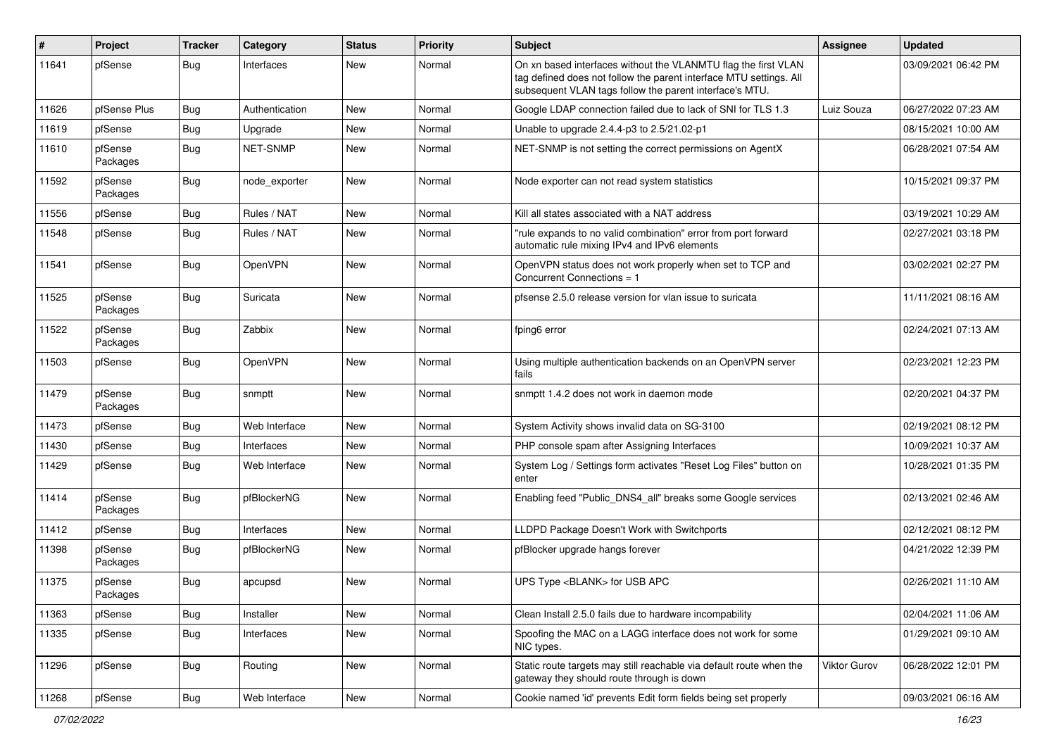| # | Project | Tracker | Category | Status | Priority | Subject | Assignee | Updated |
|---|---|---|---|---|---|---|---|---|
| 11641 | pfSense | Bug | Interfaces | New | Normal | On xn based interfaces without the VLANMTU flag the first VLAN tag defined does not follow the parent interface MTU settings. All subsequent VLAN tags follow the parent interface's MTU. | | 03/09/2021 06:42 PM |
| 11626 | pfSense Plus | Bug | Authentication | New | Normal | Google LDAP connection failed due to lack of SNI for TLS 1.3 | Luiz Souza | 06/27/2022 07:23 AM |
| 11619 | pfSense | Bug | Upgrade | New | Normal | Unable to upgrade 2.4.4-p3 to 2.5/21.02-p1 | | 08/15/2021 10:00 AM |
| 11610 | pfSense Packages | Bug | NET-SNMP | New | Normal | NET-SNMP is not setting the correct permissions on AgentX | | 06/28/2021 07:54 AM |
| 11592 | pfSense Packages | Bug | node_exporter | New | Normal | Node exporter can not read system statistics | | 10/15/2021 09:37 PM |
| 11556 | pfSense | Bug | Rules / NAT | New | Normal | Kill all states associated with a NAT address | | 03/19/2021 10:29 AM |
| 11548 | pfSense | Bug | Rules / NAT | New | Normal | "rule expands to no valid combination" error from port forward automatic rule mixing IPv4 and IPv6 elements | | 02/27/2021 03:18 PM |
| 11541 | pfSense | Bug | OpenVPN | New | Normal | OpenVPN status does not work properly when set to TCP and Concurrent Connections = 1 | | 03/02/2021 02:27 PM |
| 11525 | pfSense Packages | Bug | Suricata | New | Normal | pfsense 2.5.0 release version for vlan issue to suricata | | 11/11/2021 08:16 AM |
| 11522 | pfSense Packages | Bug | Zabbix | New | Normal | fping6 error | | 02/24/2021 07:13 AM |
| 11503 | pfSense | Bug | OpenVPN | New | Normal | Using multiple authentication backends on an OpenVPN server fails | | 02/23/2021 12:23 PM |
| 11479 | pfSense Packages | Bug | snmptt | New | Normal | snmptt 1.4.2 does not work in daemon mode | | 02/20/2021 04:37 PM |
| 11473 | pfSense | Bug | Web Interface | New | Normal | System Activity shows invalid data on SG-3100 | | 02/19/2021 08:12 PM |
| 11430 | pfSense | Bug | Interfaces | New | Normal | PHP console spam after Assigning Interfaces | | 10/09/2021 10:37 AM |
| 11429 | pfSense | Bug | Web Interface | New | Normal | System Log / Settings form activates "Reset Log Files" button on enter | | 10/28/2021 01:35 PM |
| 11414 | pfSense Packages | Bug | pfBlockerNG | New | Normal | Enabling feed "Public_DNS4_all" breaks some Google services | | 02/13/2021 02:46 AM |
| 11412 | pfSense | Bug | Interfaces | New | Normal | LLDPD Package Doesn't Work with Switchports | | 02/12/2021 08:12 PM |
| 11398 | pfSense Packages | Bug | pfBlockerNG | New | Normal | pfBlocker upgrade hangs forever | | 04/21/2022 12:39 PM |
| 11375 | pfSense Packages | Bug | apcupsd | New | Normal | UPS Type <BLANK> for USB APC | | 02/26/2021 11:10 AM |
| 11363 | pfSense | Bug | Installer | New | Normal | Clean Install 2.5.0 fails due to hardware incompability | | 02/04/2021 11:06 AM |
| 11335 | pfSense | Bug | Interfaces | New | Normal | Spoofing the MAC on a LAGG interface does not work for some NIC types. | | 01/29/2021 09:10 AM |
| 11296 | pfSense | Bug | Routing | New | Normal | Static route targets may still reachable via default route when the gateway they should route through is down | Viktor Gurov | 06/28/2022 12:01 PM |
| 11268 | pfSense | Bug | Web Interface | New | Normal | Cookie named 'id' prevents Edit form fields being set properly | | 09/03/2021 06:16 AM |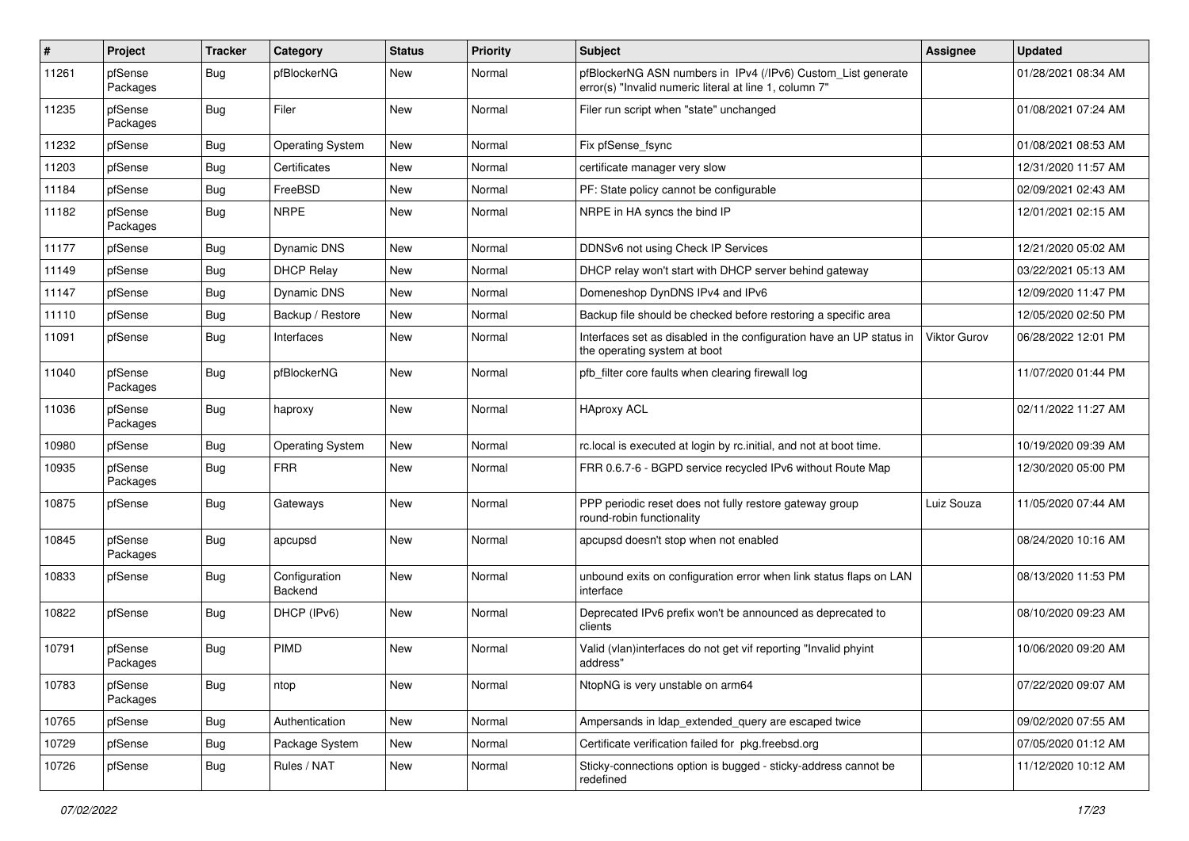| # | Project | Tracker | Category | Status | Priority | Subject | Assignee | Updated |
|---|---|---|---|---|---|---|---|---|
| 11261 | pfSense Packages | Bug | pfBlockerNG | New | Normal | pfBlockerNG ASN numbers in IPv4 (/IPv6) Custom_List generate error(s) "Invalid numeric literal at line 1, column 7" | | 01/28/2021 08:34 AM |
| 11235 | pfSense Packages | Bug | Filer | New | Normal | Filer run script when "state" unchanged | | 01/08/2021 07:24 AM |
| 11232 | pfSense | Bug | Operating System | New | Normal | Fix pfSense_fsync | | 01/08/2021 08:53 AM |
| 11203 | pfSense | Bug | Certificates | New | Normal | certificate manager very slow | | 12/31/2020 11:57 AM |
| 11184 | pfSense | Bug | FreeBSD | New | Normal | PF: State policy cannot be configurable | | 02/09/2021 02:43 AM |
| 11182 | pfSense Packages | Bug | NRPE | New | Normal | NRPE in HA syncs the bind IP | | 12/01/2021 02:15 AM |
| 11177 | pfSense | Bug | Dynamic DNS | New | Normal | DDNSv6 not using Check IP Services | | 12/21/2020 05:02 AM |
| 11149 | pfSense | Bug | DHCP Relay | New | Normal | DHCP relay won't start with DHCP server behind gateway | | 03/22/2021 05:13 AM |
| 11147 | pfSense | Bug | Dynamic DNS | New | Normal | Domeneshop DynDNS IPv4 and IPv6 | | 12/09/2020 11:47 PM |
| 11110 | pfSense | Bug | Backup / Restore | New | Normal | Backup file should be checked before restoring a specific area | | 12/05/2020 02:50 PM |
| 11091 | pfSense | Bug | Interfaces | New | Normal | Interfaces set as disabled in the configuration have an UP status in the operating system at boot | Viktor Gurov | 06/28/2022 12:01 PM |
| 11040 | pfSense Packages | Bug | pfBlockerNG | New | Normal | pfb_filter core faults when clearing firewall log | | 11/07/2020 01:44 PM |
| 11036 | pfSense Packages | Bug | haproxy | New | Normal | HAproxy ACL | | 02/11/2022 11:27 AM |
| 10980 | pfSense | Bug | Operating System | New | Normal | rc.local is executed at login by rc.initial, and not at boot time. | | 10/19/2020 09:39 AM |
| 10935 | pfSense Packages | Bug | FRR | New | Normal | FRR 0.6.7-6 - BGPD service recycled IPv6 without Route Map | | 12/30/2020 05:00 PM |
| 10875 | pfSense | Bug | Gateways | New | Normal | PPP periodic reset does not fully restore gateway group round-robin functionality | Luiz Souza | 11/05/2020 07:44 AM |
| 10845 | pfSense Packages | Bug | apcupsd | New | Normal | apcupsd doesn't stop when not enabled | | 08/24/2020 10:16 AM |
| 10833 | pfSense | Bug | Configuration Backend | New | Normal | unbound exits on configuration error when link status flaps on LAN interface | | 08/13/2020 11:53 PM |
| 10822 | pfSense | Bug | DHCP (IPv6) | New | Normal | Deprecated IPv6 prefix won't be announced as deprecated to clients | | 08/10/2020 09:23 AM |
| 10791 | pfSense Packages | Bug | PIMD | New | Normal | Valid (vlan)interfaces do not get vif reporting "Invalid phyint address" | | 10/06/2020 09:20 AM |
| 10783 | pfSense Packages | Bug | ntop | New | Normal | NtopNG is very unstable on arm64 | | 07/22/2020 09:07 AM |
| 10765 | pfSense | Bug | Authentication | New | Normal | Ampersands in ldap_extended_query are escaped twice | | 09/02/2020 07:55 AM |
| 10729 | pfSense | Bug | Package System | New | Normal | Certificate verification failed for pkg.freebsd.org | | 07/05/2020 01:12 AM |
| 10726 | pfSense | Bug | Rules / NAT | New | Normal | Sticky-connections option is bugged - sticky-address cannot be redefined | | 11/12/2020 10:12 AM |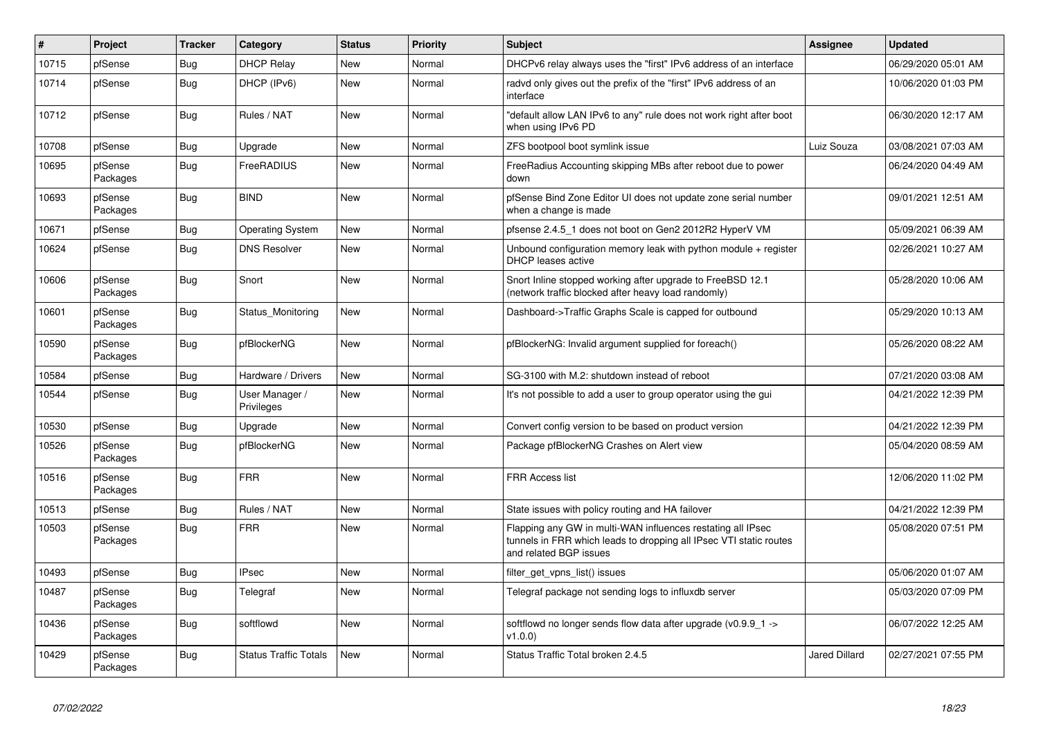| # | Project | Tracker | Category | Status | Priority | Subject | Assignee | Updated |
|---|---|---|---|---|---|---|---|---|
| 10715 | pfSense | Bug | DHCP Relay | New | Normal | DHCPv6 relay always uses the "first" IPv6 address of an interface | | 06/29/2020 05:01 AM |
| 10714 | pfSense | Bug | DHCP (IPv6) | New | Normal | radvd only gives out the prefix of the "first" IPv6 address of an interface | | 10/06/2020 01:03 PM |
| 10712 | pfSense | Bug | Rules / NAT | New | Normal | "default allow LAN IPv6 to any" rule does not work right after boot when using IPv6 PD | | 06/30/2020 12:17 AM |
| 10708 | pfSense | Bug | Upgrade | New | Normal | ZFS bootpool boot symlink issue | Luiz Souza | 03/08/2021 07:03 AM |
| 10695 | pfSense Packages | Bug | FreeRADIUS | New | Normal | FreeRadius Accounting skipping MBs after reboot due to power down | | 06/24/2020 04:49 AM |
| 10693 | pfSense Packages | Bug | BIND | New | Normal | pfSense Bind Zone Editor UI does not update zone serial number when a change is made | | 09/01/2021 12:51 AM |
| 10671 | pfSense | Bug | Operating System | New | Normal | pfsense 2.4.5_1 does not boot on Gen2 2012R2 HyperV VM | | 05/09/2021 06:39 AM |
| 10624 | pfSense | Bug | DNS Resolver | New | Normal | Unbound configuration memory leak with python module + register DHCP leases active | | 02/26/2021 10:27 AM |
| 10606 | pfSense Packages | Bug | Snort | New | Normal | Snort Inline stopped working after upgrade to FreeBSD 12.1 (network traffic blocked after heavy load randomly) | | 05/28/2020 10:06 AM |
| 10601 | pfSense Packages | Bug | Status_Monitoring | New | Normal | Dashboard->Traffic Graphs Scale is capped for outbound | | 05/29/2020 10:13 AM |
| 10590 | pfSense Packages | Bug | pfBlockerNG | New | Normal | pfBlockerNG: Invalid argument supplied for foreach() | | 05/26/2020 08:22 AM |
| 10584 | pfSense | Bug | Hardware / Drivers | New | Normal | SG-3100 with M.2: shutdown instead of reboot | | 07/21/2020 03:08 AM |
| 10544 | pfSense | Bug | User Manager / Privileges | New | Normal | It's not possible to add a user to group operator using the gui | | 04/21/2022 12:39 PM |
| 10530 | pfSense | Bug | Upgrade | New | Normal | Convert config version to be based on product version | | 04/21/2022 12:39 PM |
| 10526 | pfSense Packages | Bug | pfBlockerNG | New | Normal | Package pfBlockerNG Crashes on Alert view | | 05/04/2020 08:59 AM |
| 10516 | pfSense Packages | Bug | FRR | New | Normal | FRR Access list | | 12/06/2020 11:02 PM |
| 10513 | pfSense | Bug | Rules / NAT | New | Normal | State issues with policy routing and HA failover | | 04/21/2022 12:39 PM |
| 10503 | pfSense Packages | Bug | FRR | New | Normal | Flapping any GW in multi-WAN influences restating all IPsec tunnels in FRR which leads to dropping all IPsec VTI static routes and related BGP issues | | 05/08/2020 07:51 PM |
| 10493 | pfSense | Bug | IPsec | New | Normal | filter_get_vpns_list() issues | | 05/06/2020 01:07 AM |
| 10487 | pfSense Packages | Bug | Telegraf | New | Normal | Telegraf package not sending logs to influxdb server | | 05/03/2020 07:09 PM |
| 10436 | pfSense Packages | Bug | softflowd | New | Normal | softflowd no longer sends flow data after upgrade (v0.9.9_1 -> v1.0.0) | | 06/07/2022 12:25 AM |
| 10429 | pfSense Packages | Bug | Status Traffic Totals | New | Normal | Status Traffic Total broken 2.4.5 | Jared Dillard | 02/27/2021 07:55 PM |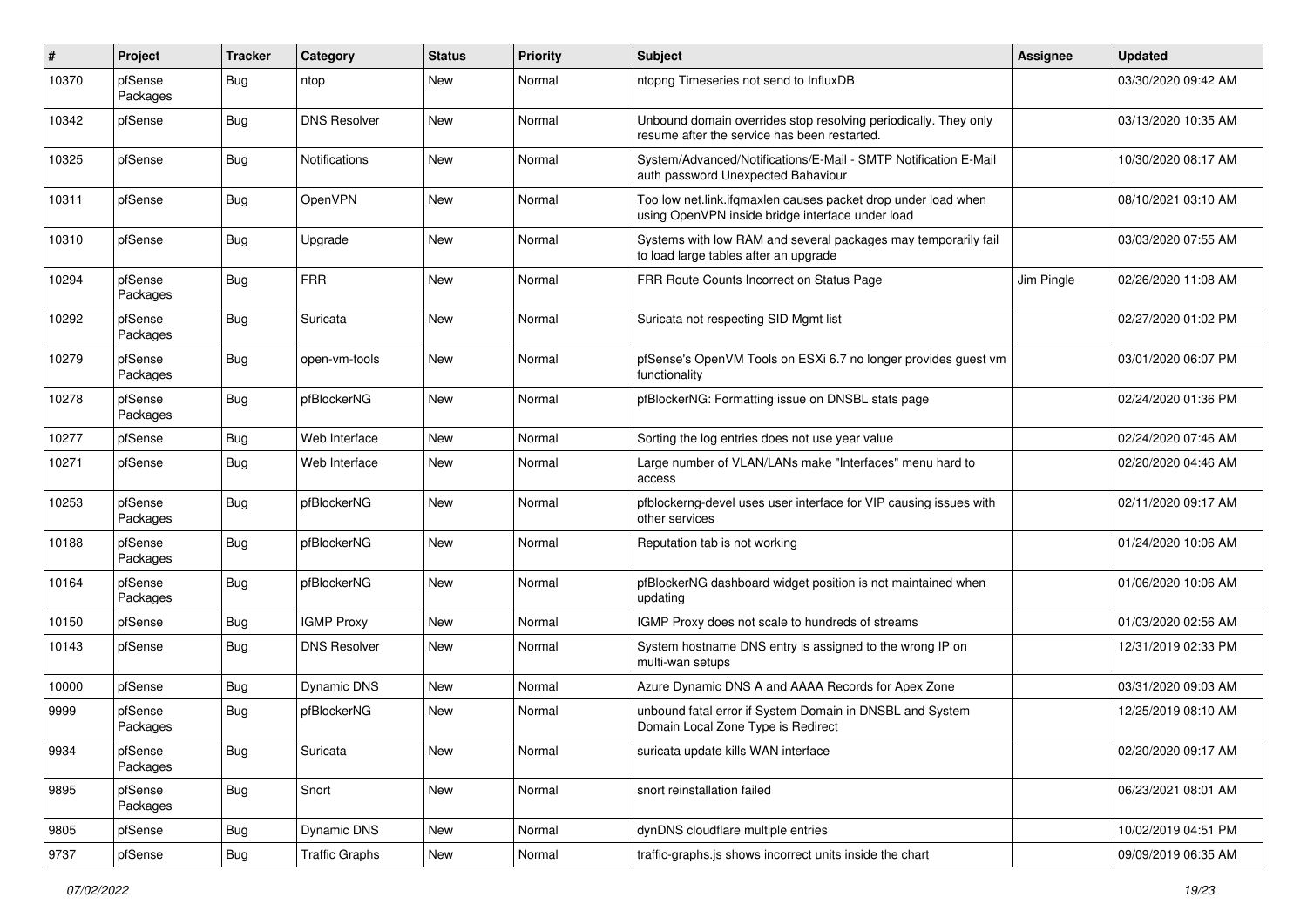| # | Project | Tracker | Category | Status | Priority | Subject | Assignee | Updated |
|---|---|---|---|---|---|---|---|---|
| 10370 | pfSense Packages | Bug | ntop | New | Normal | ntopng Timeseries not send to InfluxDB | | 03/30/2020 09:42 AM |
| 10342 | pfSense | Bug | DNS Resolver | New | Normal | Unbound domain overrides stop resolving periodically. They only resume after the service has been restarted. | | 03/13/2020 10:35 AM |
| 10325 | pfSense | Bug | Notifications | New | Normal | System/Advanced/Notifications/E-Mail - SMTP Notification E-Mail auth password Unexpected Bahaviour | | 10/30/2020 08:17 AM |
| 10311 | pfSense | Bug | OpenVPN | New | Normal | Too low net.link.ifqmaxlen causes packet drop under load when using OpenVPN inside bridge interface under load | | 08/10/2021 03:10 AM |
| 10310 | pfSense | Bug | Upgrade | New | Normal | Systems with low RAM and several packages may temporarily fail to load large tables after an upgrade | | 03/03/2020 07:55 AM |
| 10294 | pfSense Packages | Bug | FRR | New | Normal | FRR Route Counts Incorrect on Status Page | Jim Pingle | 02/26/2020 11:08 AM |
| 10292 | pfSense Packages | Bug | Suricata | New | Normal | Suricata not respecting SID Mgmt list | | 02/27/2020 01:02 PM |
| 10279 | pfSense Packages | Bug | open-vm-tools | New | Normal | pfSense's OpenVM Tools on ESXi 6.7 no longer provides guest vm functionality | | 03/01/2020 06:07 PM |
| 10278 | pfSense Packages | Bug | pfBlockerNG | New | Normal | pfBlockerNG: Formatting issue on DNSBL stats page | | 02/24/2020 01:36 PM |
| 10277 | pfSense | Bug | Web Interface | New | Normal | Sorting the log entries does not use year value | | 02/24/2020 07:46 AM |
| 10271 | pfSense | Bug | Web Interface | New | Normal | Large number of VLAN/LANs make "Interfaces" menu hard to access | | 02/20/2020 04:46 AM |
| 10253 | pfSense Packages | Bug | pfBlockerNG | New | Normal | pfblockerng-devel uses user interface for VIP causing issues with other services | | 02/11/2020 09:17 AM |
| 10188 | pfSense Packages | Bug | pfBlockerNG | New | Normal | Reputation tab is not working | | 01/24/2020 10:06 AM |
| 10164 | pfSense Packages | Bug | pfBlockerNG | New | Normal | pfBlockerNG dashboard widget position is not maintained when updating | | 01/06/2020 10:06 AM |
| 10150 | pfSense | Bug | IGMP Proxy | New | Normal | IGMP Proxy does not scale to hundreds of streams | | 01/03/2020 02:56 AM |
| 10143 | pfSense | Bug | DNS Resolver | New | Normal | System hostname DNS entry is assigned to the wrong IP on multi-wan setups | | 12/31/2019 02:33 PM |
| 10000 | pfSense | Bug | Dynamic DNS | New | Normal | Azure Dynamic DNS A and AAAA Records for Apex Zone | | 03/31/2020 09:03 AM |
| 9999 | pfSense Packages | Bug | pfBlockerNG | New | Normal | unbound fatal error if System Domain in DNSBL and System Domain Local Zone Type is Redirect | | 12/25/2019 08:10 AM |
| 9934 | pfSense Packages | Bug | Suricata | New | Normal | suricata update kills WAN interface | | 02/20/2020 09:17 AM |
| 9895 | pfSense Packages | Bug | Snort | New | Normal | snort reinstallation failed | | 06/23/2021 08:01 AM |
| 9805 | pfSense | Bug | Dynamic DNS | New | Normal | dynDNS cloudflare multiple entries | | 10/02/2019 04:51 PM |
| 9737 | pfSense | Bug | Traffic Graphs | New | Normal | traffic-graphs.js shows incorrect units inside the chart | | 09/09/2019 06:35 AM |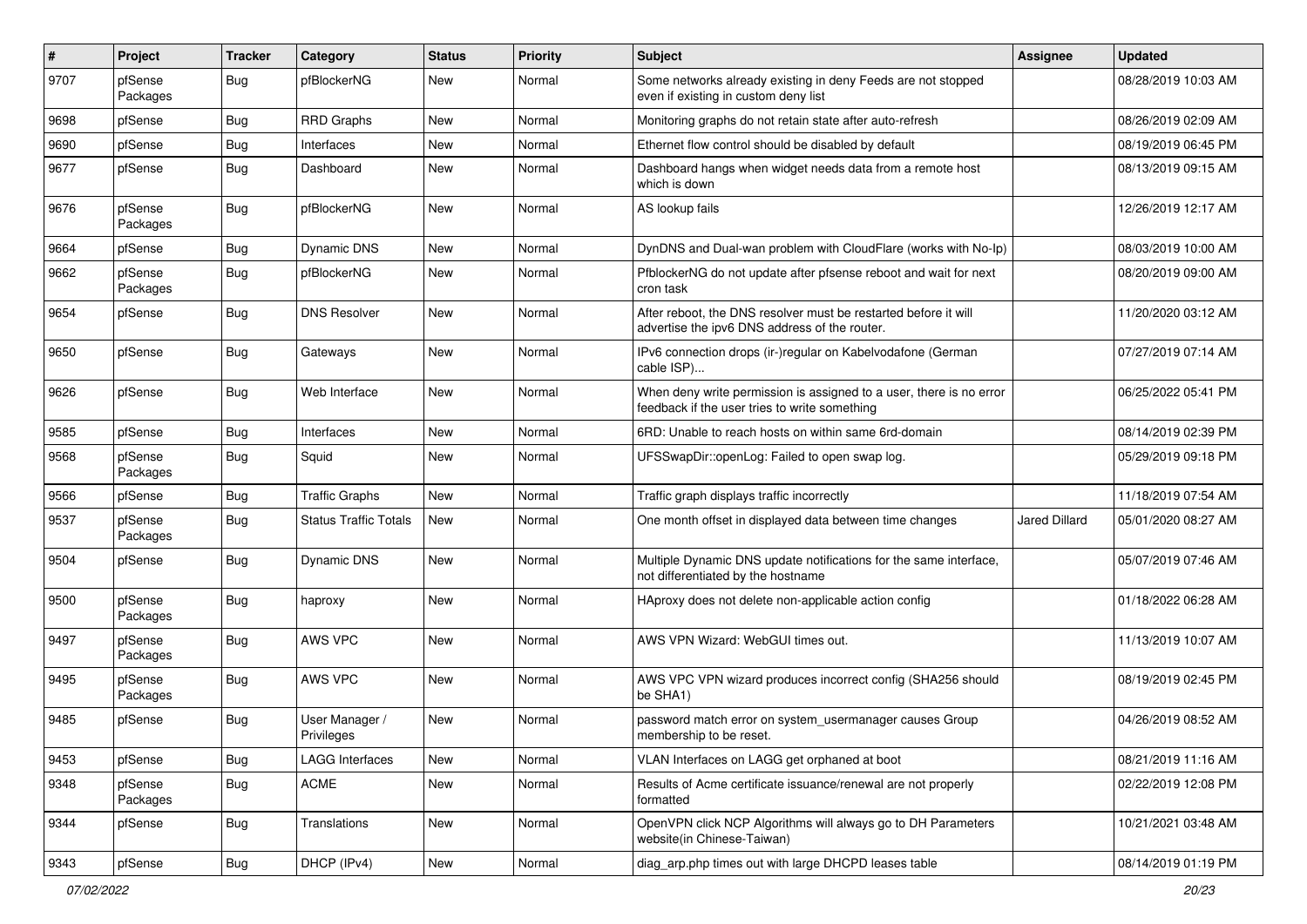| # | Project | Tracker | Category | Status | Priority | Subject | Assignee | Updated |
|---|---|---|---|---|---|---|---|---|
| 9707 | pfSense Packages | Bug | pfBlockerNG | New | Normal | Some networks already existing in deny Feeds are not stopped even if existing in custom deny list | | 08/28/2019 10:03 AM |
| 9698 | pfSense | Bug | RRD Graphs | New | Normal | Monitoring graphs do not retain state after auto-refresh | | 08/26/2019 02:09 AM |
| 9690 | pfSense | Bug | Interfaces | New | Normal | Ethernet flow control should be disabled by default | | 08/19/2019 06:45 PM |
| 9677 | pfSense | Bug | Dashboard | New | Normal | Dashboard hangs when widget needs data from a remote host which is down | | 08/13/2019 09:15 AM |
| 9676 | pfSense Packages | Bug | pfBlockerNG | New | Normal | AS lookup fails | | 12/26/2019 12:17 AM |
| 9664 | pfSense | Bug | Dynamic DNS | New | Normal | DynDNS and Dual-wan problem with CloudFlare (works with No-Ip) | | 08/03/2019 10:00 AM |
| 9662 | pfSense Packages | Bug | pfBlockerNG | New | Normal | PfblockerNG do not update after pfsense reboot and wait for next cron task | | 08/20/2019 09:00 AM |
| 9654 | pfSense | Bug | DNS Resolver | New | Normal | After reboot, the DNS resolver must be restarted before it will advertise the ipv6 DNS address of the router. | | 11/20/2020 03:12 AM |
| 9650 | pfSense | Bug | Gateways | New | Normal | IPv6 connection drops (ir-)regular on Kabelvodafone (German cable ISP)... | | 07/27/2019 07:14 AM |
| 9626 | pfSense | Bug | Web Interface | New | Normal | When deny write permission is assigned to a user, there is no error feedback if the user tries to write something | | 06/25/2022 05:41 PM |
| 9585 | pfSense | Bug | Interfaces | New | Normal | 6RD: Unable to reach hosts on within same 6rd-domain | | 08/14/2019 02:39 PM |
| 9568 | pfSense Packages | Bug | Squid | New | Normal | UFSSwapDir::openLog: Failed to open swap log. | | 05/29/2019 09:18 PM |
| 9566 | pfSense | Bug | Traffic Graphs | New | Normal | Traffic graph displays traffic incorrectly | | 11/18/2019 07:54 AM |
| 9537 | pfSense Packages | Bug | Status Traffic Totals | New | Normal | One month offset in displayed data between time changes | Jared Dillard | 05/01/2020 08:27 AM |
| 9504 | pfSense | Bug | Dynamic DNS | New | Normal | Multiple Dynamic DNS update notifications for the same interface, not differentiated by the hostname | | 05/07/2019 07:46 AM |
| 9500 | pfSense Packages | Bug | haproxy | New | Normal | HAproxy does not delete non-applicable action config | | 01/18/2022 06:28 AM |
| 9497 | pfSense Packages | Bug | AWS VPC | New | Normal | AWS VPN Wizard: WebGUI times out. | | 11/13/2019 10:07 AM |
| 9495 | pfSense Packages | Bug | AWS VPC | New | Normal | AWS VPC VPN wizard produces incorrect config (SHA256 should be SHA1) | | 08/19/2019 02:45 PM |
| 9485 | pfSense | Bug | User Manager / Privileges | New | Normal | password match error on system_usermanager causes Group membership to be reset. | | 04/26/2019 08:52 AM |
| 9453 | pfSense | Bug | LAGG Interfaces | New | Normal | VLAN Interfaces on LAGG get orphaned at boot | | 08/21/2019 11:16 AM |
| 9348 | pfSense Packages | Bug | ACME | New | Normal | Results of Acme certificate issuance/renewal are not properly formatted | | 02/22/2019 12:08 PM |
| 9344 | pfSense | Bug | Translations | New | Normal | OpenVPN click NCP Algorithms will always go to DH Parameters website(in Chinese-Taiwan) | | 10/21/2021 03:48 AM |
| 9343 | pfSense | Bug | DHCP (IPv4) | New | Normal | diag_arp.php times out with large DHCPD leases table | | 08/14/2019 01:19 PM |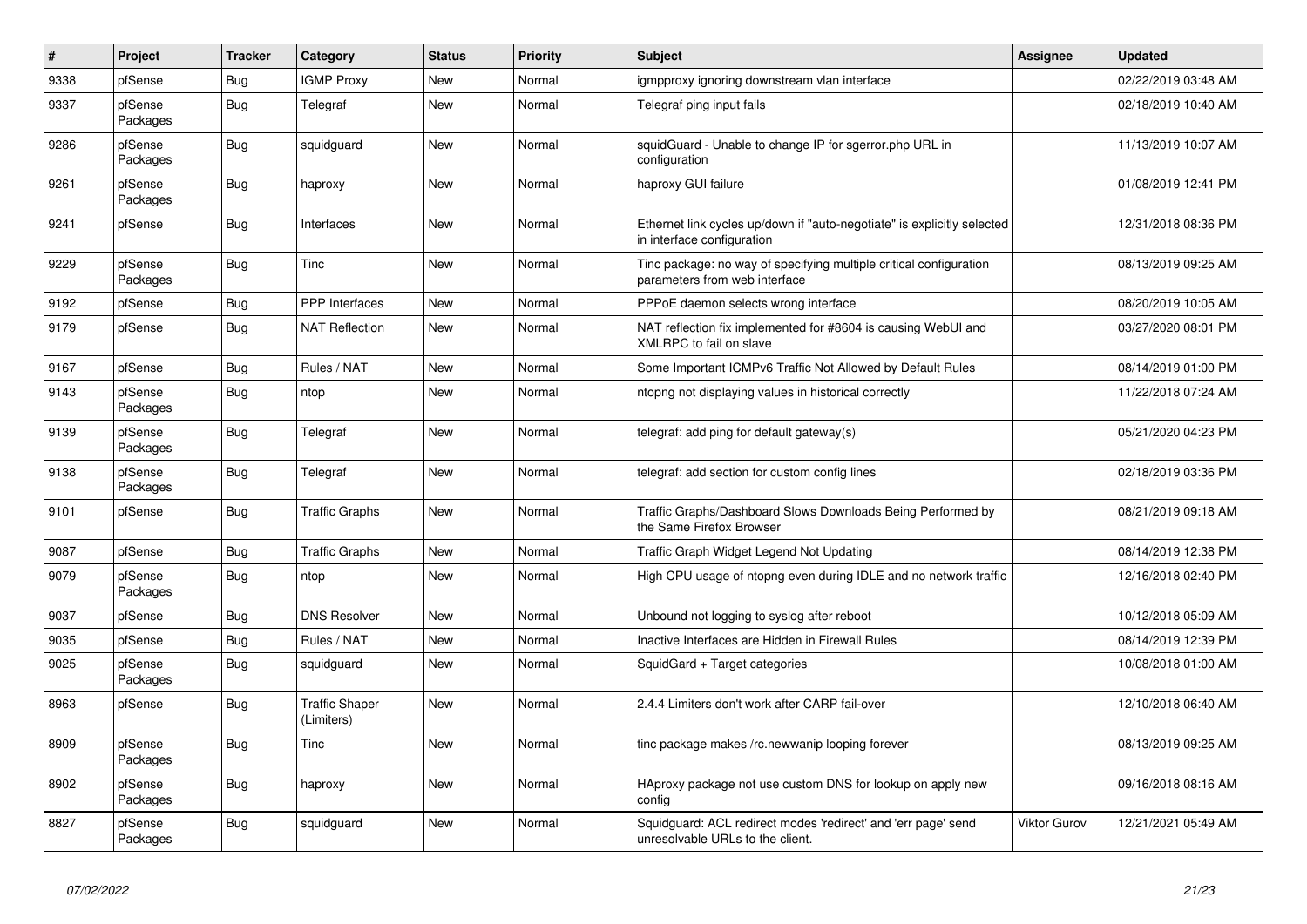| # | Project | Tracker | Category | Status | Priority | Subject | Assignee | Updated |
|---|---|---|---|---|---|---|---|---|
| 9338 | pfSense | Bug | IGMP Proxy | New | Normal | igmpproxy ignoring downstream vlan interface | | 02/22/2019 03:48 AM |
| 9337 | pfSense Packages | Bug | Telegraf | New | Normal | Telegraf ping input fails | | 02/18/2019 10:40 AM |
| 9286 | pfSense Packages | Bug | squidguard | New | Normal | squidGuard - Unable to change IP for sgerror.php URL in configuration | | 11/13/2019 10:07 AM |
| 9261 | pfSense Packages | Bug | haproxy | New | Normal | haproxy GUI failure | | 01/08/2019 12:41 PM |
| 9241 | pfSense | Bug | Interfaces | New | Normal | Ethernet link cycles up/down if "auto-negotiate" is explicitly selected in interface configuration | | 12/31/2018 08:36 PM |
| 9229 | pfSense Packages | Bug | Tinc | New | Normal | Tinc package: no way of specifying multiple critical configuration parameters from web interface | | 08/13/2019 09:25 AM |
| 9192 | pfSense | Bug | PPP Interfaces | New | Normal | PPPoE daemon selects wrong interface | | 08/20/2019 10:05 AM |
| 9179 | pfSense | Bug | NAT Reflection | New | Normal | NAT reflection fix implemented for #8604 is causing WebUI and XMLRPC to fail on slave | | 03/27/2020 08:01 PM |
| 9167 | pfSense | Bug | Rules / NAT | New | Normal | Some Important ICMPv6 Traffic Not Allowed by Default Rules | | 08/14/2019 01:00 PM |
| 9143 | pfSense Packages | Bug | ntop | New | Normal | ntopng not displaying values in historical correctly | | 11/22/2018 07:24 AM |
| 9139 | pfSense Packages | Bug | Telegraf | New | Normal | telegraf: add ping for default gateway(s) | | 05/21/2020 04:23 PM |
| 9138 | pfSense Packages | Bug | Telegraf | New | Normal | telegraf: add section for custom config lines | | 02/18/2019 03:36 PM |
| 9101 | pfSense | Bug | Traffic Graphs | New | Normal | Traffic Graphs/Dashboard Slows Downloads Being Performed by the Same Firefox Browser | | 08/21/2019 09:18 AM |
| 9087 | pfSense | Bug | Traffic Graphs | New | Normal | Traffic Graph Widget Legend Not Updating | | 08/14/2019 12:38 PM |
| 9079 | pfSense Packages | Bug | ntop | New | Normal | High CPU usage of ntopng even during IDLE and no network traffic | | 12/16/2018 02:40 PM |
| 9037 | pfSense | Bug | DNS Resolver | New | Normal | Unbound not logging to syslog after reboot | | 10/12/2018 05:09 AM |
| 9035 | pfSense | Bug | Rules / NAT | New | Normal | Inactive Interfaces are Hidden in Firewall Rules | | 08/14/2019 12:39 PM |
| 9025 | pfSense Packages | Bug | squidguard | New | Normal | SquidGard + Target categories | | 10/08/2018 01:00 AM |
| 8963 | pfSense | Bug | Traffic Shaper (Limiters) | New | Normal | 2.4.4 Limiters don't work after CARP fail-over | | 12/10/2018 06:40 AM |
| 8909 | pfSense Packages | Bug | Tinc | New | Normal | tinc package makes /rc.newwanip looping forever | | 08/13/2019 09:25 AM |
| 8902 | pfSense Packages | Bug | haproxy | New | Normal | HAproxy package not use custom DNS for lookup on apply new config | | 09/16/2018 08:16 AM |
| 8827 | pfSense Packages | Bug | squidguard | New | Normal | Squidguard: ACL redirect modes 'redirect' and 'err page' send unresolvable URLs to the client. | Viktor Gurov | 12/21/2021 05:49 AM |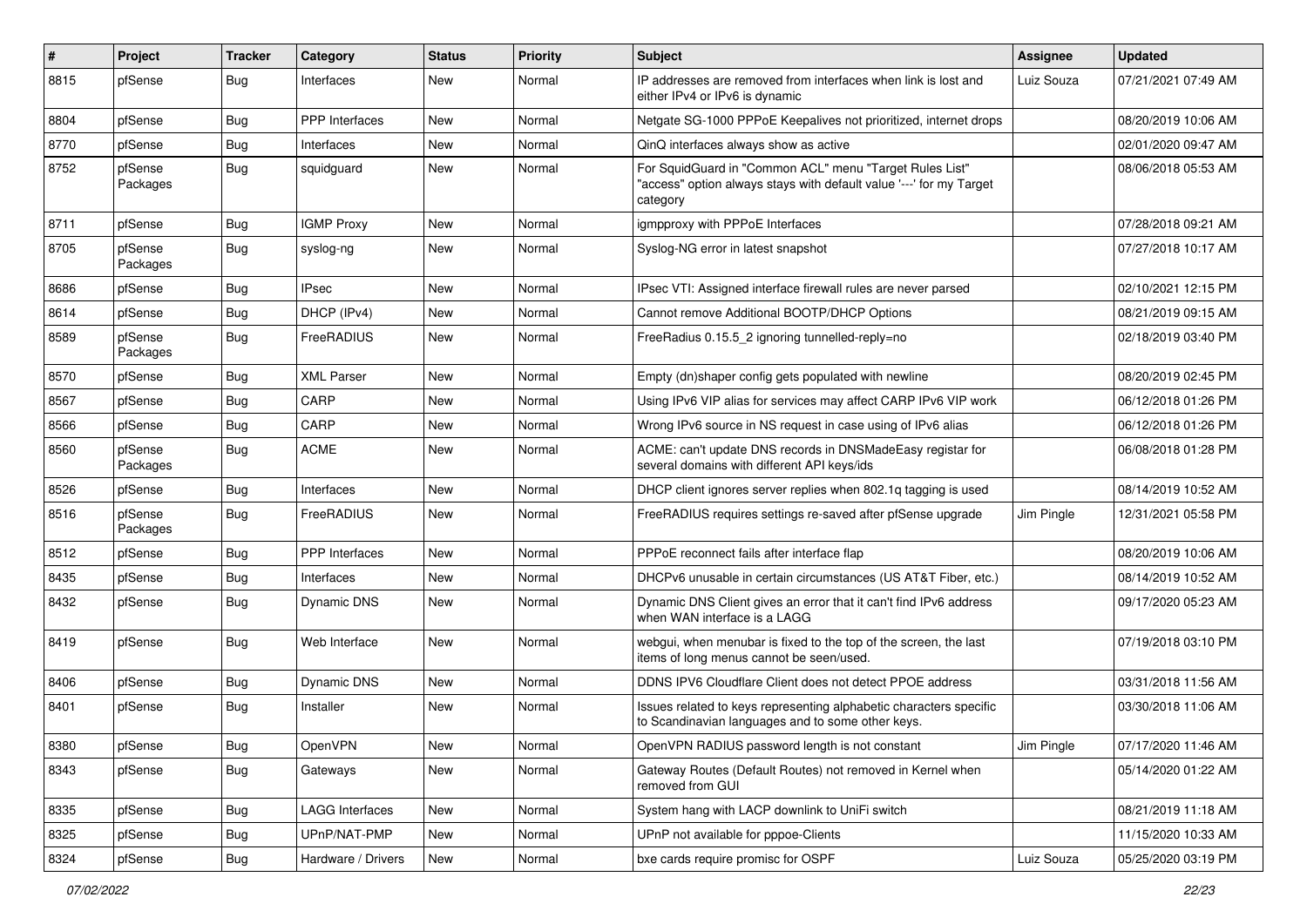| # | Project | Tracker | Category | Status | Priority | Subject | Assignee | Updated |
|---|---|---|---|---|---|---|---|---|
| 8815 | pfSense | Bug | Interfaces | New | Normal | IP addresses are removed from interfaces when link is lost and either IPv4 or IPv6 is dynamic | Luiz Souza | 07/21/2021 07:49 AM |
| 8804 | pfSense | Bug | PPP Interfaces | New | Normal | Netgate SG-1000 PPPoE Keepalives not prioritized, internet drops | | 08/20/2019 10:06 AM |
| 8770 | pfSense | Bug | Interfaces | New | Normal | QinQ interfaces always show as active | | 02/01/2020 09:47 AM |
| 8752 | pfSense Packages | Bug | squidguard | New | Normal | For SquidGuard in "Common ACL" menu "Target Rules List" "access" option always stays with default value '---' for my Target category | | 08/06/2018 05:53 AM |
| 8711 | pfSense | Bug | IGMP Proxy | New | Normal | igmpproxy with PPPoE Interfaces | | 07/28/2018 09:21 AM |
| 8705 | pfSense Packages | Bug | syslog-ng | New | Normal | Syslog-NG error in latest snapshot | | 07/27/2018 10:17 AM |
| 8686 | pfSense | Bug | IPsec | New | Normal | IPsec VTI: Assigned interface firewall rules are never parsed | | 02/10/2021 12:15 PM |
| 8614 | pfSense | Bug | DHCP (IPv4) | New | Normal | Cannot remove Additional BOOTP/DHCP Options | | 08/21/2019 09:15 AM |
| 8589 | pfSense Packages | Bug | FreeRADIUS | New | Normal | FreeRadius 0.15.5_2 ignoring tunnelled-reply=no | | 02/18/2019 03:40 PM |
| 8570 | pfSense | Bug | XML Parser | New | Normal | Empty (dn)shaper config gets populated with newline | | 08/20/2019 02:45 PM |
| 8567 | pfSense | Bug | CARP | New | Normal | Using IPv6 VIP alias for services may affect CARP IPv6 VIP work | | 06/12/2018 01:26 PM |
| 8566 | pfSense | Bug | CARP | New | Normal | Wrong IPv6 source in NS request in case using of IPv6 alias | | 06/12/2018 01:26 PM |
| 8560 | pfSense Packages | Bug | ACME | New | Normal | ACME: can't update DNS records in DNSMadeEasy registar for several domains with different API keys/ids | | 06/08/2018 01:28 PM |
| 8526 | pfSense | Bug | Interfaces | New | Normal | DHCP client ignores server replies when 802.1q tagging is used | | 08/14/2019 10:52 AM |
| 8516 | pfSense Packages | Bug | FreeRADIUS | New | Normal | FreeRADIUS requires settings re-saved after pfSense upgrade | Jim Pingle | 12/31/2021 05:58 PM |
| 8512 | pfSense | Bug | PPP Interfaces | New | Normal | PPPoE reconnect fails after interface flap | | 08/20/2019 10:06 AM |
| 8435 | pfSense | Bug | Interfaces | New | Normal | DHCPv6 unusable in certain circumstances (US AT&T Fiber, etc.) | | 08/14/2019 10:52 AM |
| 8432 | pfSense | Bug | Dynamic DNS | New | Normal | Dynamic DNS Client gives an error that it can't find IPv6 address when WAN interface is a LAGG | | 09/17/2020 05:23 AM |
| 8419 | pfSense | Bug | Web Interface | New | Normal | webgui, when menubar is fixed to the top of the screen, the last items of long menus cannot be seen/used. | | 07/19/2018 03:10 PM |
| 8406 | pfSense | Bug | Dynamic DNS | New | Normal | DDNS IPV6 Cloudflare Client does not detect PPOE address | | 03/31/2018 11:56 AM |
| 8401 | pfSense | Bug | Installer | New | Normal | Issues related to keys representing alphabetic characters specific to Scandinavian languages and to some other keys. | | 03/30/2018 11:06 AM |
| 8380 | pfSense | Bug | OpenVPN | New | Normal | OpenVPN RADIUS password length is not constant | Jim Pingle | 07/17/2020 11:46 AM |
| 8343 | pfSense | Bug | Gateways | New | Normal | Gateway Routes (Default Routes) not removed in Kernel when removed from GUI | | 05/14/2020 01:22 AM |
| 8335 | pfSense | Bug | LAGG Interfaces | New | Normal | System hang with LACP downlink to UniFi switch | | 08/21/2019 11:18 AM |
| 8325 | pfSense | Bug | UPnP/NAT-PMP | New | Normal | UPnP not available for pppoe-Clients | | 11/15/2020 10:33 AM |
| 8324 | pfSense | Bug | Hardware / Drivers | New | Normal | bxe cards require promisc for OSPF | Luiz Souza | 05/25/2020 03:19 PM |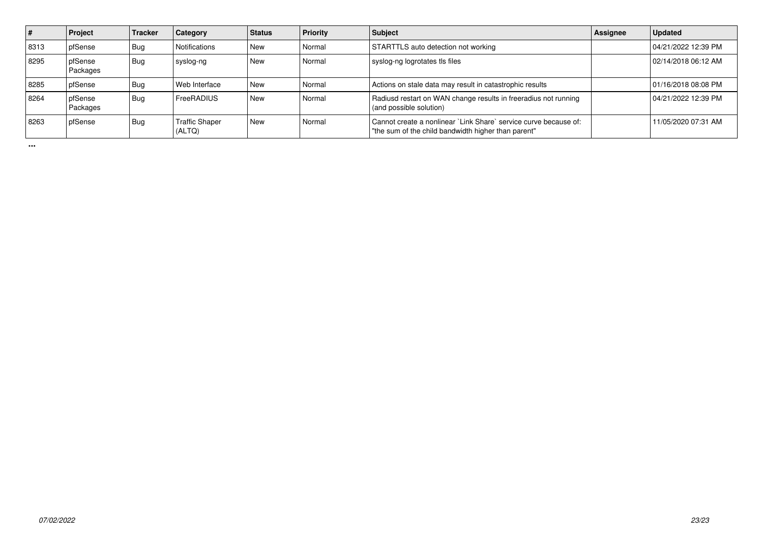| # | Project | Tracker | Category | Status | Priority | Subject | Assignee | Updated |
|---|---|---|---|---|---|---|---|---|
| 8313 | pfSense | Bug | Notifications | New | Normal | STARTTLS auto detection not working | | 04/21/2022 12:39 PM |
| 8295 | pfSense Packages | Bug | syslog-ng | New | Normal | syslog-ng logrotates tls files | | 02/14/2018 06:12 AM |
| 8285 | pfSense | Bug | Web Interface | New | Normal | Actions on stale data may result in catastrophic results | | 01/16/2018 08:08 PM |
| 8264 | pfSense Packages | Bug | FreeRADIUS | New | Normal | Radiusd restart on WAN change results in freeradius not running (and possible solution) | | 04/21/2022 12:39 PM |
| 8263 | pfSense | Bug | Traffic Shaper (ALTQ) | New | Normal | Cannot create a nonlinear `Link Share` service curve because of: "the sum of the child bandwidth higher than parent" | | 11/05/2020 07:31 AM |

...